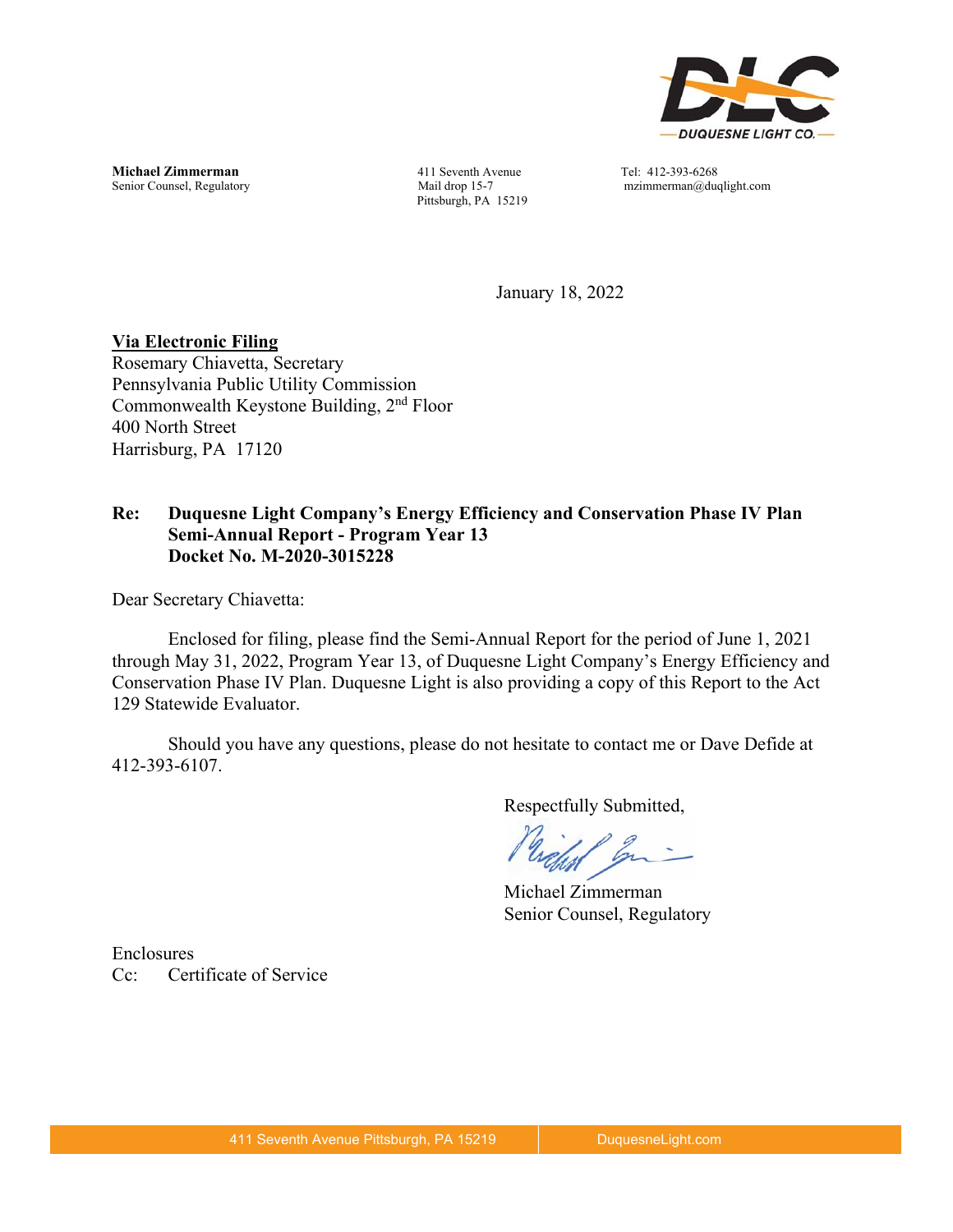DUQUESNE LIGHT CO.

**Michael Zimmerman**
Senior Counsel, Regulatory

411 Seventh Avenue
Mail drop 15-7
Pittsburgh, PA 15219

Tel: 412-393-6268
mzimmerman@duqlight.com

January 18, 2022

**Via Electronic Filing**
Rosemary Chiavetta, Secretary
Pennsylvania Public Utility Commission
Commonwealth Keystone Building, 2nd Floor
400 North Street
Harrisburg, PA 17120

**Re: Duquesne Light Company's Energy Efficiency and Conservation Phase IV Plan Semi-Annual Report - Program Year 13 Docket No. M-2020-3015228**

Dear Secretary Chiavetta:

Enclosed for filing, please find the Semi-Annual Report for the period of June 1, 2021 through May 31, 2022, Program Year 13, of Duquesne Light Company's Energy Efficiency and Conservation Phase IV Plan. Duquesne Light is also providing a copy of this Report to the Act 129 Statewide Evaluator.

Should you have any questions, please do not hesitate to contact me or Dave Defide at 412-393-6107.

Respectfully Submitted,

Michael Zimmerman
Senior Counsel, Regulatory

Enclosures
Cc: Certificate of Service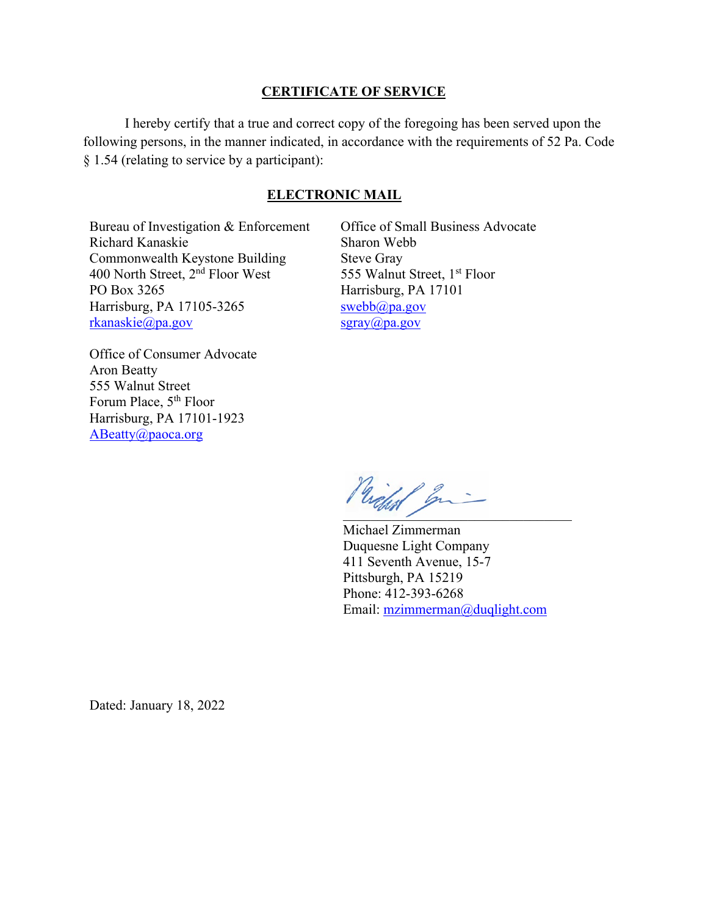## CERTIFICATE OF SERVICE

I hereby certify that a true and correct copy of the foregoing has been served upon the following persons, in the manner indicated, in accordance with the requirements of 52 Pa. Code § 1.54 (relating to service by a participant):

### ELECTRONIC MAIL

Bureau of Investigation & Enforcement
Richard Kanaskie
Commonwealth Keystone Building
400 North Street, 2nd Floor West
PO Box 3265
Harrisburg, PA 17105-3265
rkanaskie@pa.gov

Office of Consumer Advocate
Aron Beatty
555 Walnut Street
Forum Place, 5th Floor
Harrisburg, PA 17101-1923
ABeatty@paoca.org

Office of Small Business Advocate
Sharon Webb
Steve Gray
555 Walnut Street, 1st Floor
Harrisburg, PA 17101
swebb@pa.gov
sgray@pa.gov

Michael Zimmerman
Duquesne Light Company
411 Seventh Avenue, 15-7
Pittsburgh, PA 15219
Phone: 412-393-6268
Email: mzimmerman@duqlight.com

Dated: January 18, 2022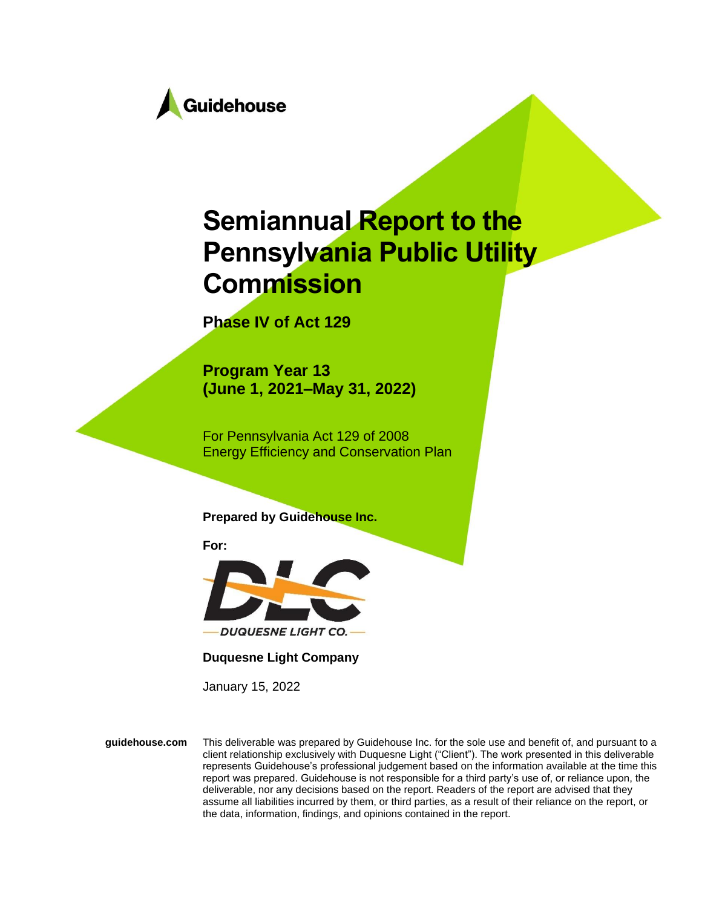Guidehouse

# Semiannual Report to the Pennsylvania Public Utility Commission

**Phase IV of Act 129**

**Program Year 13**
**(June 1, 2021–May 31, 2022)**

For Pennsylvania Act 129 of 2008
Energy Efficiency and Conservation Plan

**Prepared by Guidehouse Inc.**

**For:**

DLC — DUQUESNE LIGHT CO.

**Duquesne Light Company**

January 15, 2022

**guidehouse.com** This deliverable was prepared by Guidehouse Inc. for the sole use and benefit of, and pursuant to a client relationship exclusively with Duquesne Light ("Client"). The work presented in this deliverable represents Guidehouse's professional judgement based on the information available at the time this report was prepared. Guidehouse is not responsible for a third party's use of, or reliance upon, the deliverable, nor any decisions based on the report. Readers of the report are advised that they assume all liabilities incurred by them, or third parties, as a result of their reliance on the report, or the data, information, findings, and opinions contained in the report.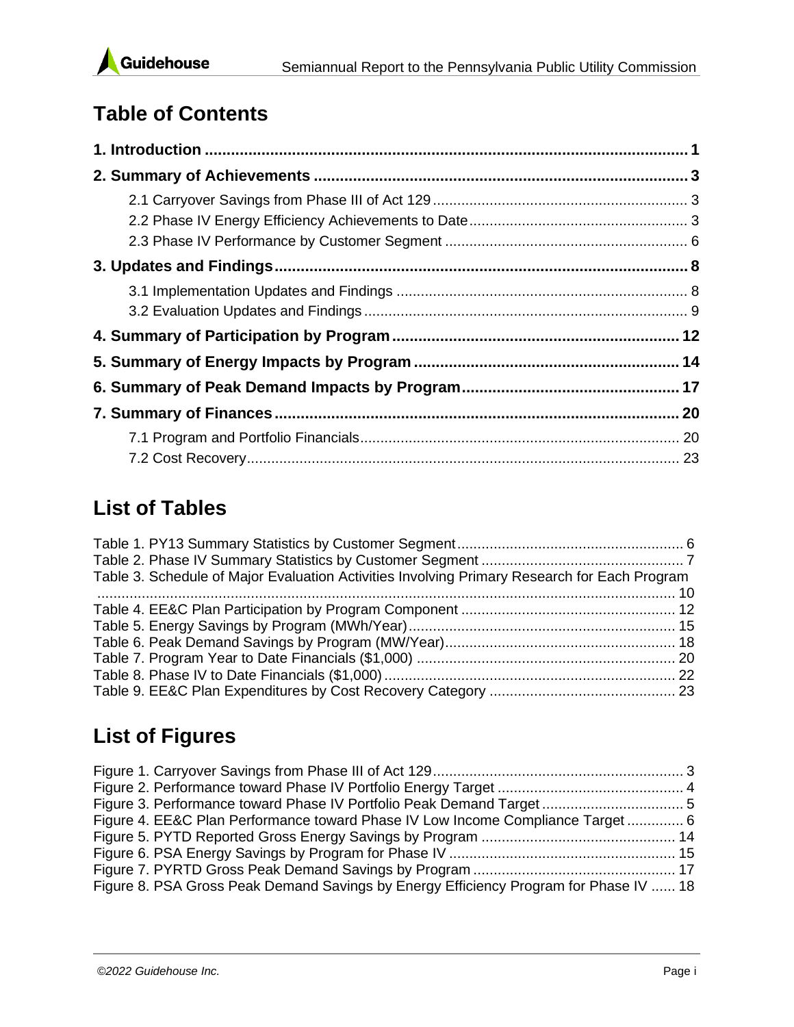# Table of Contents

**1. Introduction ............................................................................................................ 1**

**2. Summary of Achievements ..................................................................................... 3**

2.1 Carryover Savings from Phase III of Act 129 ............................................................. 3

2.2 Phase IV Energy Efficiency Achievements to Date ..................................................... 3

2.3 Phase IV Performance by Customer Segment ........................................................... 6

**3. Updates and Findings .............................................................................................. 8**

3.1 Implementation Updates and Findings ...................................................................... 8

3.2 Evaluation Updates and Findings .............................................................................. 9

**4. Summary of Participation by Program ................................................................ 12**

**5. Summary of Energy Impacts by Program ............................................................ 14**

**6. Summary of Peak Demand Impacts by Program ................................................. 17**

**7. Summary of Finances ........................................................................................... 20**

7.1 Program and Portfolio Financials .............................................................................. 20

7.2 Cost Recovery ......................................................................................................... 23

# List of Tables

Table 1. PY13 Summary Statistics by Customer Segment ....................................................... 6
Table 2. Phase IV Summary Statistics by Customer Segment .................................................. 7
Table 3. Schedule of Major Evaluation Activities Involving Primary Research for Each Program ........................................................................................................................................ 10
Table 4. EE&C Plan Participation by Program Component ..................................................... 12
Table 5. Energy Savings by Program (MWh/Year) .................................................................. 15
Table 6. Peak Demand Savings by Program (MW/Year) ......................................................... 18
Table 7. Program Year to Date Financials ($1,000) ................................................................ 20
Table 8. Phase IV to Date Financials ($1,000) ........................................................................ 22
Table 9. EE&C Plan Expenditures by Cost Recovery Category .............................................. 23

# List of Figures

Figure 1. Carryover Savings from Phase III of Act 129 ............................................................. 3
Figure 2. Performance toward Phase IV Portfolio Energy Target .............................................. 4
Figure 3. Performance toward Phase IV Portfolio Peak Demand Target ................................... 5
Figure 4. EE&C Plan Performance toward Phase IV Low Income Compliance Target .............. 6
Figure 5. PYTD Reported Gross Energy Savings by Program ................................................ 14
Figure 6. PSA Energy Savings by Program for Phase IV ........................................................ 15
Figure 7. PYRTD Gross Peak Demand Savings by Program .................................................. 17
Figure 8. PSA Gross Peak Demand Savings by Energy Efficiency Program for Phase IV ...... 18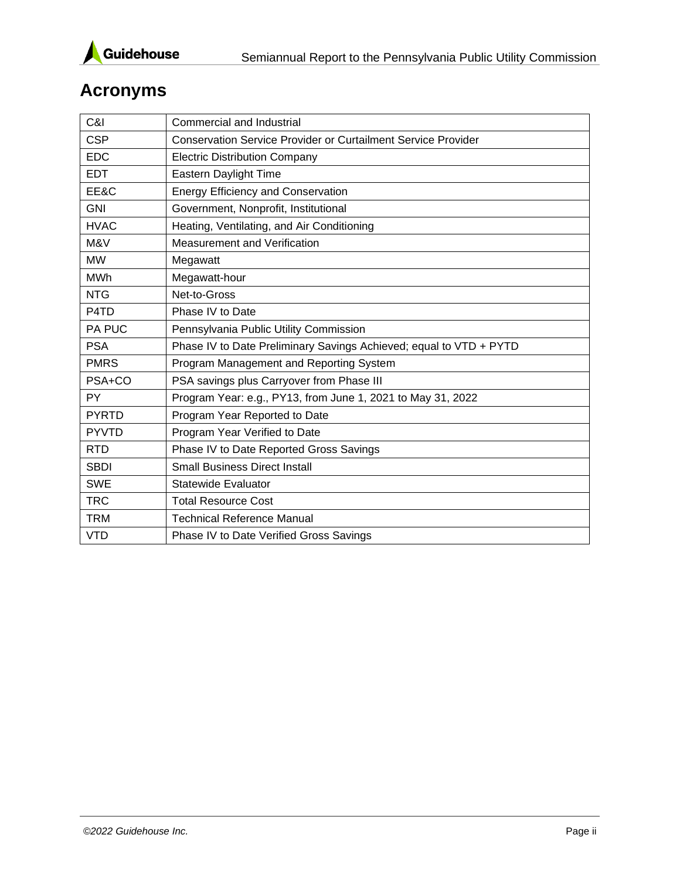# Acronyms

| | |
|---|---|
| C&I | Commercial and Industrial |
| CSP | Conservation Service Provider or Curtailment Service Provider |
| EDC | Electric Distribution Company |
| EDT | Eastern Daylight Time |
| EE&C | Energy Efficiency and Conservation |
| GNI | Government, Nonprofit, Institutional |
| HVAC | Heating, Ventilating, and Air Conditioning |
| M&V | Measurement and Verification |
| MW | Megawatt |
| MWh | Megawatt-hour |
| NTG | Net-to-Gross |
| P4TD | Phase IV to Date |
| PA PUC | Pennsylvania Public Utility Commission |
| PSA | Phase IV to Date Preliminary Savings Achieved; equal to VTD + PYTD |
| PMRS | Program Management and Reporting System |
| PSA+CO | PSA savings plus Carryover from Phase III |
| PY | Program Year: e.g., PY13, from June 1, 2021 to May 31, 2022 |
| PYRTD | Program Year Reported to Date |
| PYVTD | Program Year Verified to Date |
| RTD | Phase IV to Date Reported Gross Savings |
| SBDI | Small Business Direct Install |
| SWE | Statewide Evaluator |
| TRC | Total Resource Cost |
| TRM | Technical Reference Manual |
| VTD | Phase IV to Date Verified Gross Savings |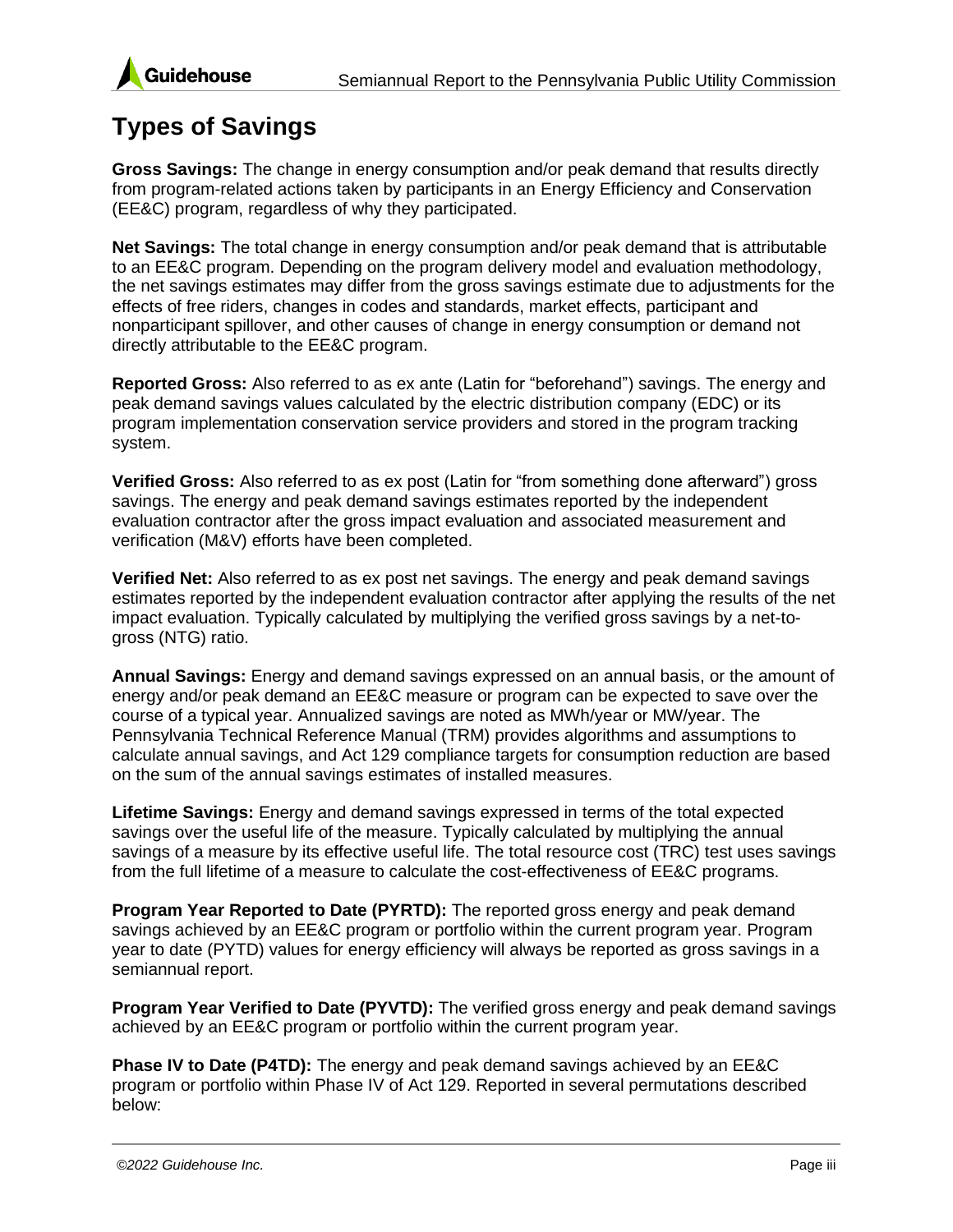# Types of Savings

**Gross Savings:** The change in energy consumption and/or peak demand that results directly from program-related actions taken by participants in an Energy Efficiency and Conservation (EE&C) program, regardless of why they participated.

**Net Savings:** The total change in energy consumption and/or peak demand that is attributable to an EE&C program. Depending on the program delivery model and evaluation methodology, the net savings estimates may differ from the gross savings estimate due to adjustments for the effects of free riders, changes in codes and standards, market effects, participant and nonparticipant spillover, and other causes of change in energy consumption or demand not directly attributable to the EE&C program.

**Reported Gross:** Also referred to as ex ante (Latin for "beforehand") savings. The energy and peak demand savings values calculated by the electric distribution company (EDC) or its program implementation conservation service providers and stored in the program tracking system.

**Verified Gross:** Also referred to as ex post (Latin for "from something done afterward") gross savings. The energy and peak demand savings estimates reported by the independent evaluation contractor after the gross impact evaluation and associated measurement and verification (M&V) efforts have been completed.

**Verified Net:** Also referred to as ex post net savings. The energy and peak demand savings estimates reported by the independent evaluation contractor after applying the results of the net impact evaluation. Typically calculated by multiplying the verified gross savings by a net-to-gross (NTG) ratio.

**Annual Savings:** Energy and demand savings expressed on an annual basis, or the amount of energy and/or peak demand an EE&C measure or program can be expected to save over the course of a typical year. Annualized savings are noted as MWh/year or MW/year. The Pennsylvania Technical Reference Manual (TRM) provides algorithms and assumptions to calculate annual savings, and Act 129 compliance targets for consumption reduction are based on the sum of the annual savings estimates of installed measures.

**Lifetime Savings:** Energy and demand savings expressed in terms of the total expected savings over the useful life of the measure. Typically calculated by multiplying the annual savings of a measure by its effective useful life. The total resource cost (TRC) test uses savings from the full lifetime of a measure to calculate the cost-effectiveness of EE&C programs.

**Program Year Reported to Date (PYRTD):** The reported gross energy and peak demand savings achieved by an EE&C program or portfolio within the current program year. Program year to date (PYTD) values for energy efficiency will always be reported as gross savings in a semiannual report.

**Program Year Verified to Date (PYVTD):** The verified gross energy and peak demand savings achieved by an EE&C program or portfolio within the current program year.

**Phase IV to Date (P4TD):** The energy and peak demand savings achieved by an EE&C program or portfolio within Phase IV of Act 129. Reported in several permutations described below: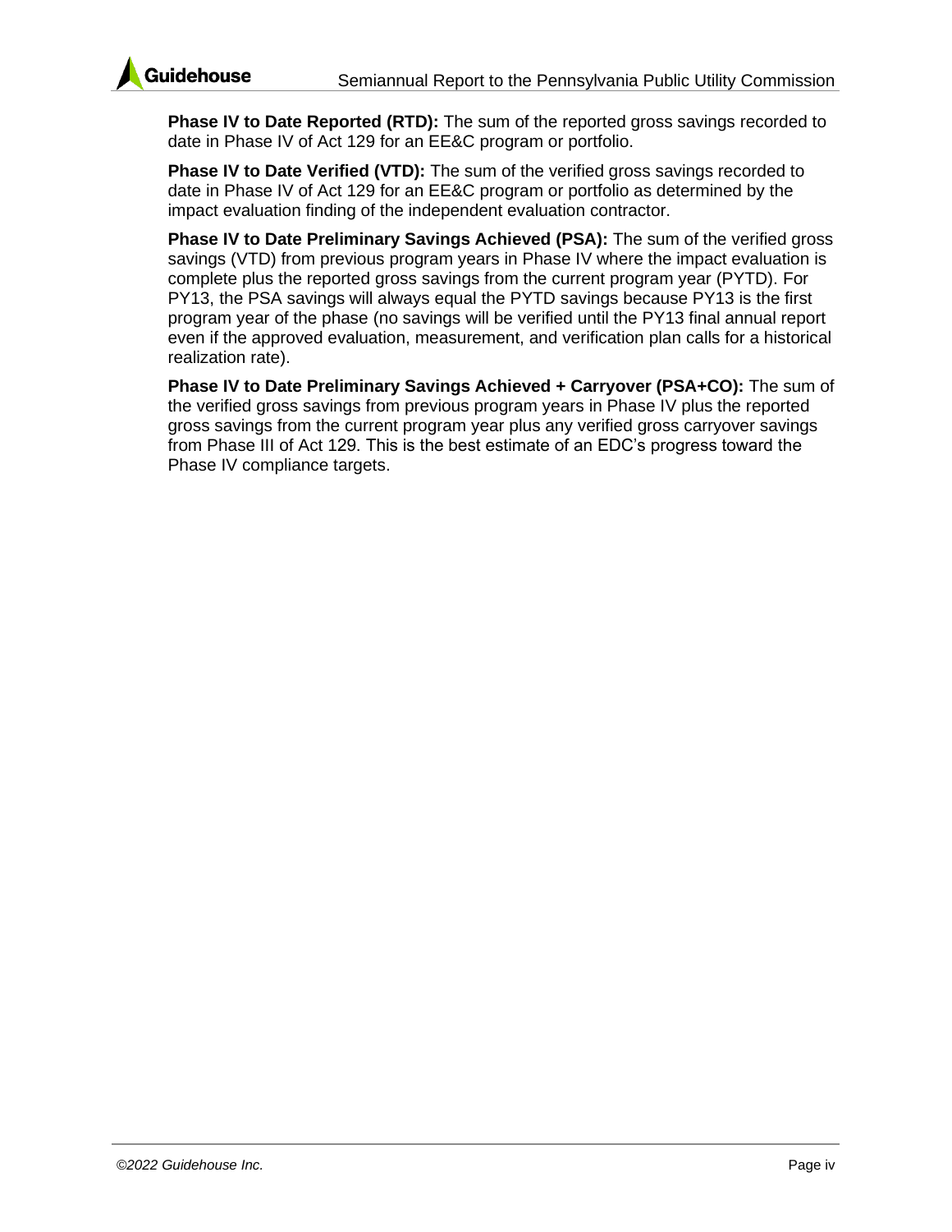**Phase IV to Date Reported (RTD):** The sum of the reported gross savings recorded to date in Phase IV of Act 129 for an EE&C program or portfolio.

**Phase IV to Date Verified (VTD):** The sum of the verified gross savings recorded to date in Phase IV of Act 129 for an EE&C program or portfolio as determined by the impact evaluation finding of the independent evaluation contractor.

**Phase IV to Date Preliminary Savings Achieved (PSA):** The sum of the verified gross savings (VTD) from previous program years in Phase IV where the impact evaluation is complete plus the reported gross savings from the current program year (PYTD). For PY13, the PSA savings will always equal the PYTD savings because PY13 is the first program year of the phase (no savings will be verified until the PY13 final annual report even if the approved evaluation, measurement, and verification plan calls for a historical realization rate).

**Phase IV to Date Preliminary Savings Achieved + Carryover (PSA+CO):** The sum of the verified gross savings from previous program years in Phase IV plus the reported gross savings from the current program year plus any verified gross carryover savings from Phase III of Act 129. This is the best estimate of an EDC's progress toward the Phase IV compliance targets.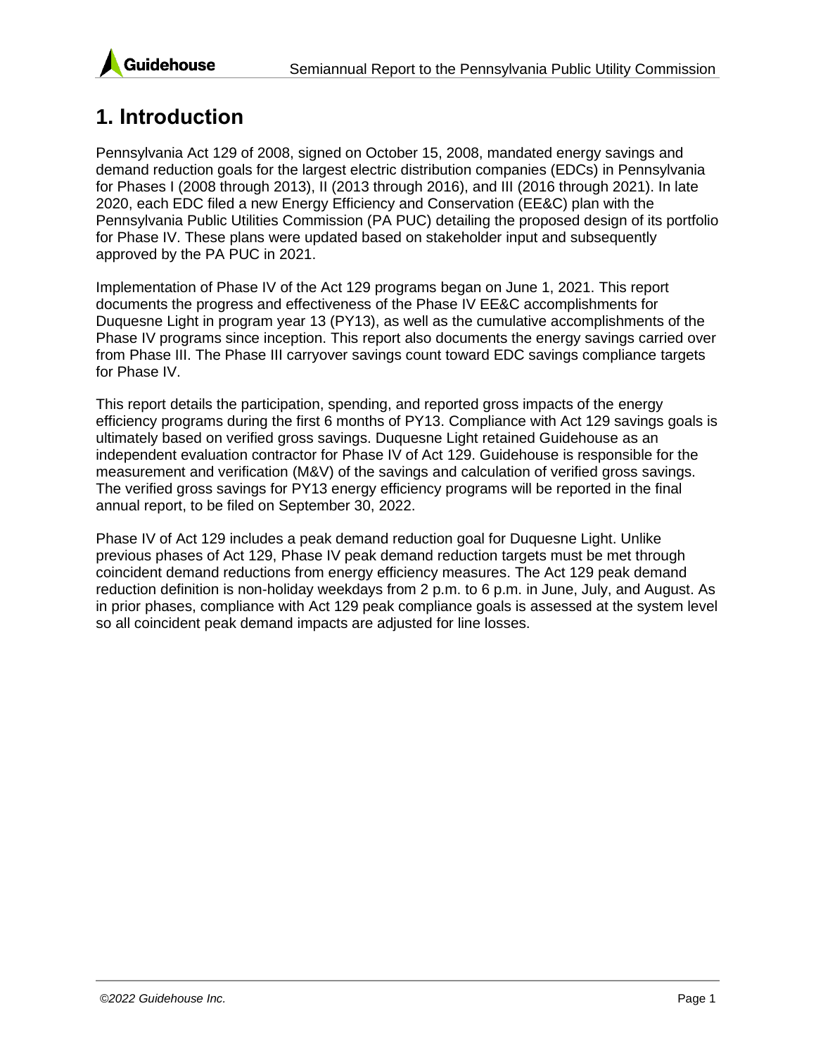# 1. Introduction

Pennsylvania Act 129 of 2008, signed on October 15, 2008, mandated energy savings and demand reduction goals for the largest electric distribution companies (EDCs) in Pennsylvania for Phases I (2008 through 2013), II (2013 through 2016), and III (2016 through 2021). In late 2020, each EDC filed a new Energy Efficiency and Conservation (EE&C) plan with the Pennsylvania Public Utilities Commission (PA PUC) detailing the proposed design of its portfolio for Phase IV. These plans were updated based on stakeholder input and subsequently approved by the PA PUC in 2021.

Implementation of Phase IV of the Act 129 programs began on June 1, 2021. This report documents the progress and effectiveness of the Phase IV EE&C accomplishments for Duquesne Light in program year 13 (PY13), as well as the cumulative accomplishments of the Phase IV programs since inception. This report also documents the energy savings carried over from Phase III. The Phase III carryover savings count toward EDC savings compliance targets for Phase IV.

This report details the participation, spending, and reported gross impacts of the energy efficiency programs during the first 6 months of PY13. Compliance with Act 129 savings goals is ultimately based on verified gross savings. Duquesne Light retained Guidehouse as an independent evaluation contractor for Phase IV of Act 129. Guidehouse is responsible for the measurement and verification (M&V) of the savings and calculation of verified gross savings. The verified gross savings for PY13 energy efficiency programs will be reported in the final annual report, to be filed on September 30, 2022.

Phase IV of Act 129 includes a peak demand reduction goal for Duquesne Light. Unlike previous phases of Act 129, Phase IV peak demand reduction targets must be met through coincident demand reductions from energy efficiency measures. The Act 129 peak demand reduction definition is non-holiday weekdays from 2 p.m. to 6 p.m. in June, July, and August. As in prior phases, compliance with Act 129 peak compliance goals is assessed at the system level so all coincident peak demand impacts are adjusted for line losses.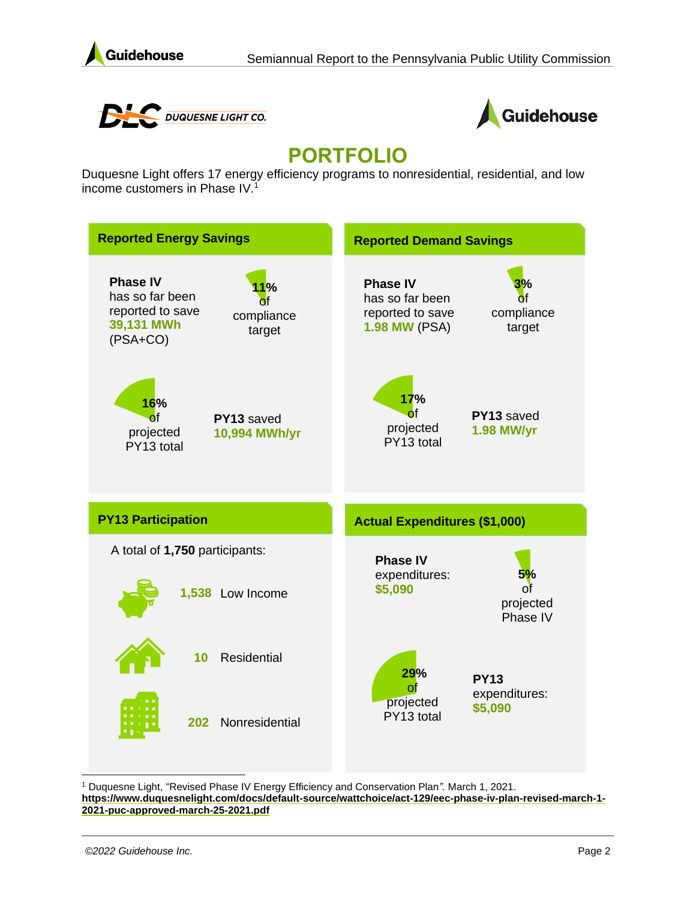# PORTFOLIO

Duquesne Light offers 17 energy efficiency programs to nonresidential, residential, and low income customers in Phase IV.[1]

## Reported Energy Savings

**Phase IV** has so far been reported to save **39,131 MWh** (PSA+CO)

**11%** of compliance target

**16%** of projected PY13 total

**PY13** saved **10,994 MWh/yr**

## Reported Demand Savings

**Phase IV** has so far been reported to save **1.98 MW** (PSA)

**3%** of compliance target

**17%** of projected PY13 total

**PY13** saved **1.98 MW/yr**

## PY13 Participation

A total of **1,750** participants:

**1,538** Low Income

**10** Residential

**202** Nonresidential

## Actual Expenditures ($1,000)

**Phase IV** expenditures: **$5,090**

**5%** of projected Phase IV

**29%** of projected PY13 total

**PY13** expenditures: **$5,090**

---

[1] Duquesne Light, "Revised Phase IV Energy Efficiency and Conservation Plan". March 1, 2021. **https://www.duquesnelight.com/docs/default-source/wattchoice/act-129/eec-phase-iv-plan-revised-march-1-2021-puc-approved-march-25-2021.pdf**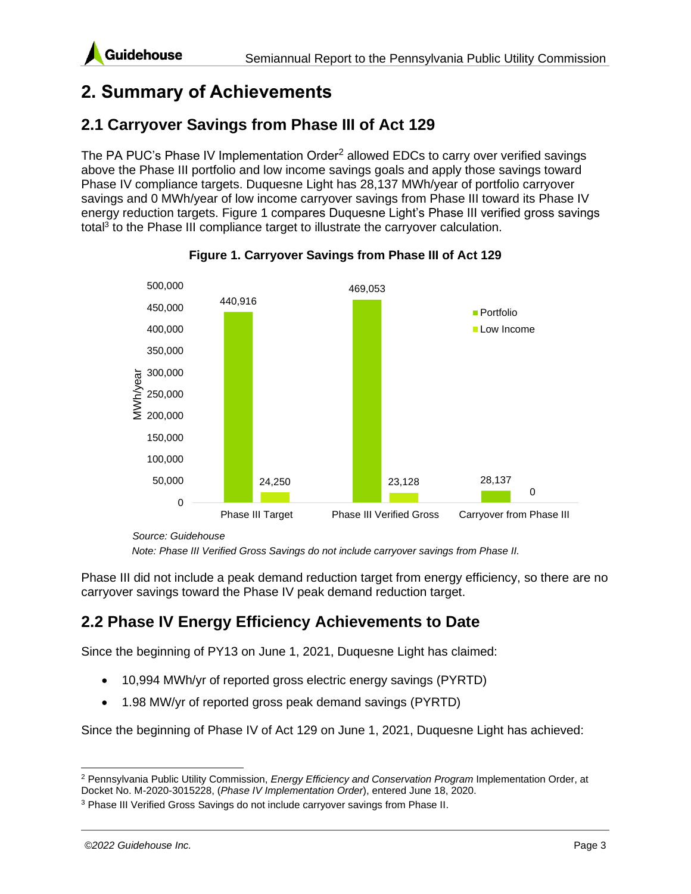# 2. Summary of Achievements

## 2.1 Carryover Savings from Phase III of Act 129

The PA PUC's Phase IV Implementation Order[2] allowed EDCs to carry over verified savings above the Phase III portfolio and low income savings goals and apply those savings toward Phase IV compliance targets. Duquesne Light has 28,137 MWh/year of portfolio carryover savings and 0 MWh/year of low income carryover savings from Phase III toward its Phase IV energy reduction targets. Figure 1 compares Duquesne Light's Phase III verified gross savings total[3] to the Phase III compliance target to illustrate the carryover calculation.

**Figure 1. Carryover Savings from Phase III of Act 129**

| MWh/year | Portfolio | Low Income |
|---|---|---|
| Phase III Target | 440,916 | 24,250 |
| Phase III Verified Gross | 469,053 | 23,128 |
| Carryover from Phase III | 28,137 | 0 |

*Source: Guidehouse*

*Note: Phase III Verified Gross Savings do not include carryover savings from Phase II.*

Phase III did not include a peak demand reduction target from energy efficiency, so there are no carryover savings toward the Phase IV peak demand reduction target.

## 2.2 Phase IV Energy Efficiency Achievements to Date

Since the beginning of PY13 on June 1, 2021, Duquesne Light has claimed:

- 10,994 MWh/yr of reported gross electric energy savings (PYRTD)
- 1.98 MW/yr of reported gross peak demand savings (PYRTD)

Since the beginning of Phase IV of Act 129 on June 1, 2021, Duquesne Light has achieved:

---

[2] Pennsylvania Public Utility Commission, *Energy Efficiency and Conservation Program* Implementation Order, at Docket No. M-2020-3015228, (*Phase IV Implementation Order*), entered June 18, 2020.

[3] Phase III Verified Gross Savings do not include carryover savings from Phase II.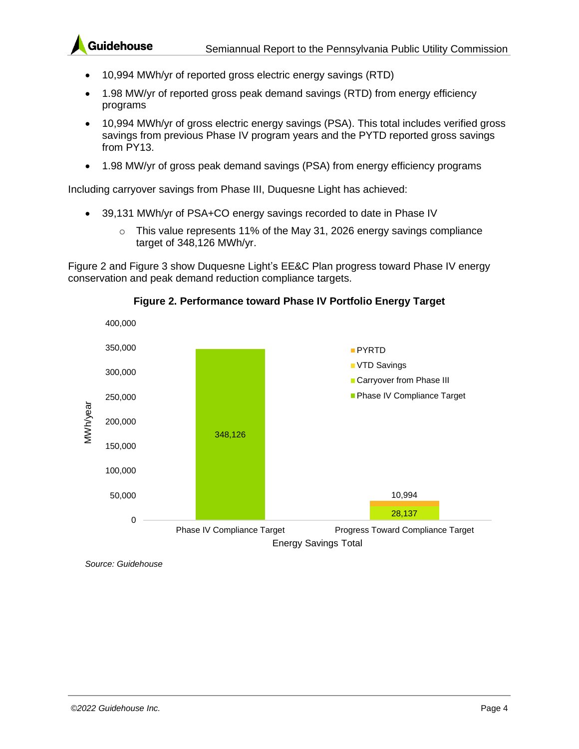- 10,994 MWh/yr of reported gross electric energy savings (RTD)
- 1.98 MW/yr of reported gross peak demand savings (RTD) from energy efficiency programs
- 10,994 MWh/yr of gross electric energy savings (PSA). This total includes verified gross savings from previous Phase IV program years and the PYTD reported gross savings from PY13.
- 1.98 MW/yr of gross peak demand savings (PSA) from energy efficiency programs

Including carryover savings from Phase III, Duquesne Light has achieved:

- 39,131 MWh/yr of PSA+CO energy savings recorded to date in Phase IV
  - This value represents 11% of the May 31, 2026 energy savings compliance target of 348,126 MWh/yr.

Figure 2 and Figure 3 show Duquesne Light's EE&C Plan progress toward Phase IV energy conservation and peak demand reduction compliance targets.

**Figure 2. Performance toward Phase IV Portfolio Energy Target**

| Energy Savings Total (MWh/year) | Phase IV Compliance Target | Carryover from Phase III | VTD Savings | PYRTD |
|---|---|---|---|---|
| Phase IV Compliance Target | 348,126 | | | |
| Progress Toward Compliance Target | | 28,137 | | 10,994 |

*Source: Guidehouse*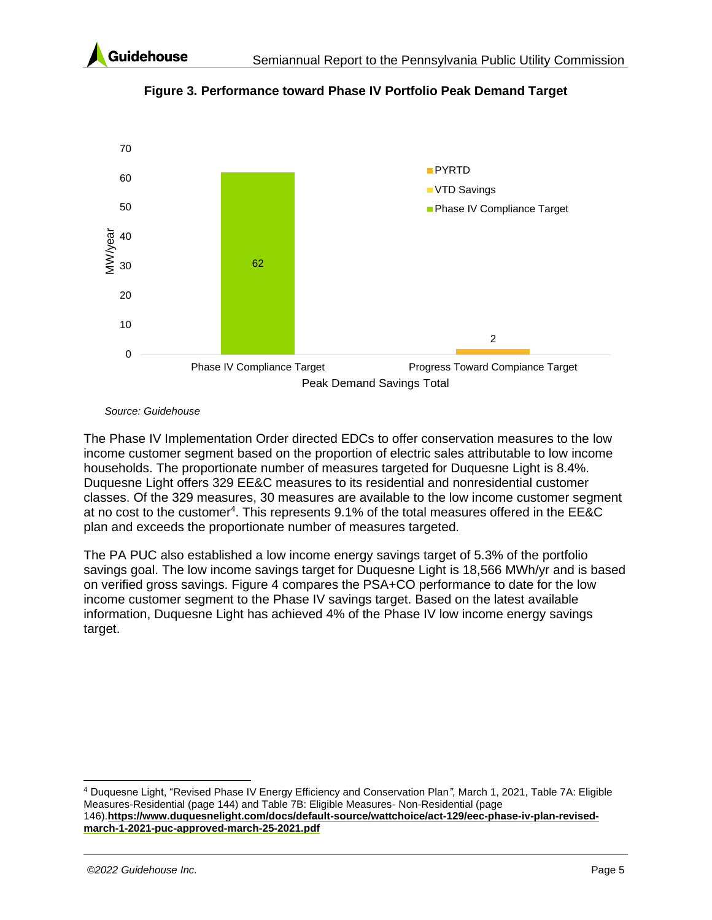**Figure 3. Performance toward Phase IV Portfolio Peak Demand Target**

| Peak Demand Savings Total (MW/year) | Phase IV Compliance Target | Progress Toward Compiance Target |
|---|---|---|
| Phase IV Compliance Target | 62 | |
| PYRTD | | 2 |
| VTD Savings | | |

*Source: Guidehouse*

The Phase IV Implementation Order directed EDCs to offer conservation measures to the low income customer segment based on the proportion of electric sales attributable to low income households. The proportionate number of measures targeted for Duquesne Light is 8.4%. Duquesne Light offers 329 EE&C measures to its residential and nonresidential customer classes. Of the 329 measures, 30 measures are available to the low income customer segment at no cost to the customer[4]. This represents 9.1% of the total measures offered in the EE&C plan and exceeds the proportionate number of measures targeted.

The PA PUC also established a low income energy savings target of 5.3% of the portfolio savings goal. The low income savings target for Duquesne Light is 18,566 MWh/yr and is based on verified gross savings. Figure 4 compares the PSA+CO performance to date for the low income customer segment to the Phase IV savings target. Based on the latest available information, Duquesne Light has achieved 4% of the Phase IV low income energy savings target.

---

[4] Duquesne Light, "Revised Phase IV Energy Efficiency and Conservation Plan*",* March 1, 2021, Table 7A: Eligible Measures-Residential (page 144) and Table 7B: Eligible Measures- Non-Residential (page 146).**https://www.duquesnelight.com/docs/default-source/wattchoice/act-129/eec-phase-iv-plan-revised-march-1-2021-puc-approved-march-25-2021.pdf**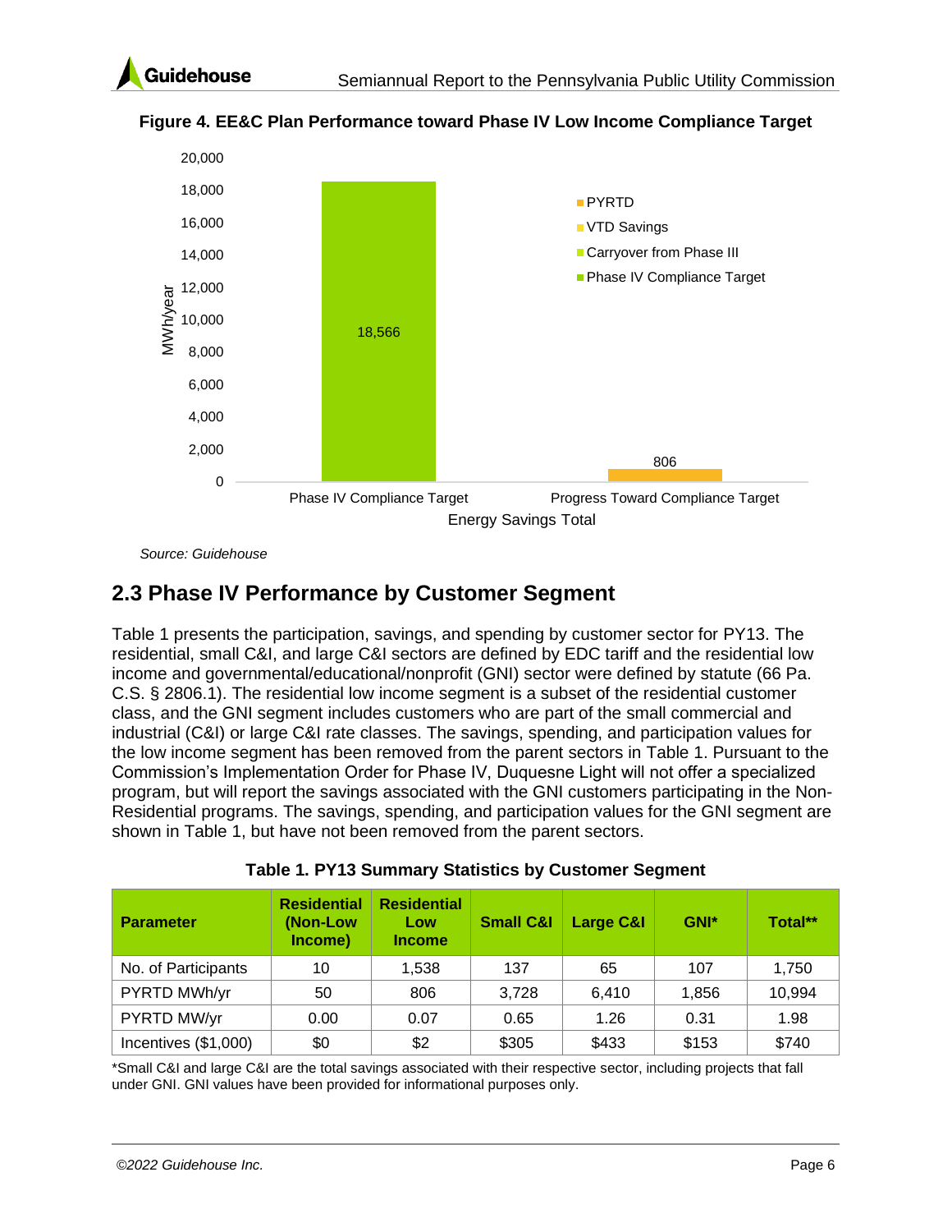**Figure 4. EE&C Plan Performance toward Phase IV Low Income Compliance Target**

Source: Guidehouse

## 2.3 Phase IV Performance by Customer Segment

Table 1 presents the participation, savings, and spending by customer sector for PY13. The residential, small C&I, and large C&I sectors are defined by EDC tariff and the residential low income and governmental/educational/nonprofit (GNI) sector were defined by statute (66 Pa. C.S. § 2806.1). The residential low income segment is a subset of the residential customer class, and the GNI segment includes customers who are part of the small commercial and industrial (C&I) or large C&I rate classes. The savings, spending, and participation values for the low income segment has been removed from the parent sectors in Table 1. Pursuant to the Commission's Implementation Order for Phase IV, Duquesne Light will not offer a specialized program, but will report the savings associated with the GNI customers participating in the Non-Residential programs. The savings, spending, and participation values for the GNI segment are shown in Table 1, but have not been removed from the parent sectors.

**Table 1. PY13 Summary Statistics by Customer Segment**

| Parameter | Residential (Non-Low Income) | Residential Low Income | Small C&I | Large C&I | GNI* | Total** |
|---|---|---|---|---|---|---|
| No. of Participants | 10 | 1,538 | 137 | 65 | 107 | 1,750 |
| PYRTD MWh/yr | 50 | 806 | 3,728 | 6,410 | 1,856 | 10,994 |
| PYRTD MW/yr | 0.00 | 0.07 | 0.65 | 1.26 | 0.31 | 1.98 |
| Incentives ($1,000) | $0 | $2 | $305 | $433 | $153 | $740 |

*Small C&I and large C&I are the total savings associated with their respective sector, including projects that fall under GNI. GNI values have been provided for informational purposes only.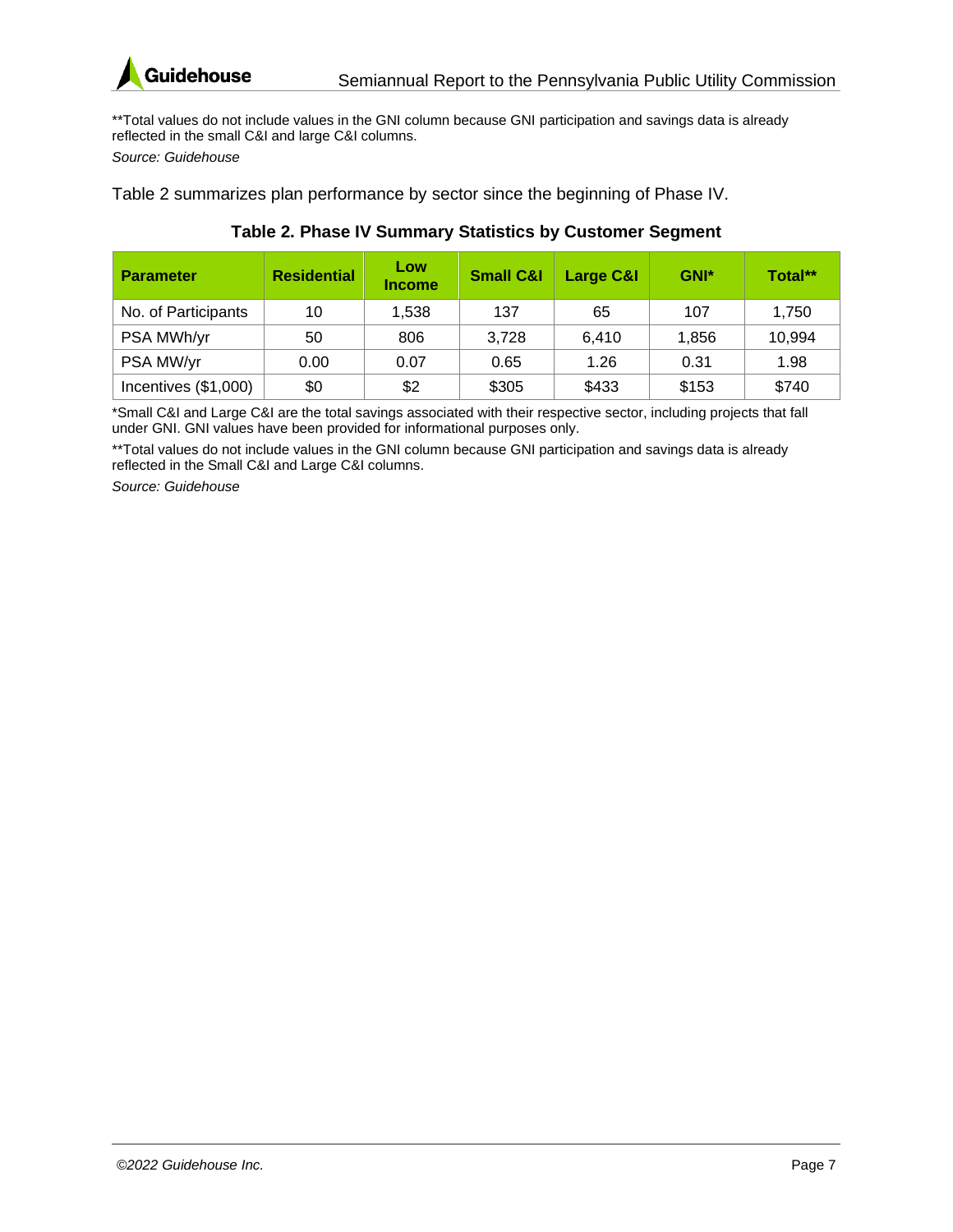**Total values do not include values in the GNI column because GNI participation and savings data is already reflected in the small C&I and large C&I columns.

*Source: Guidehouse*

Table 2 summarizes plan performance by sector since the beginning of Phase IV.

**Table 2. Phase IV Summary Statistics by Customer Segment**

| Parameter | Residential | Low Income | Small C&I | Large C&I | GNI* | Total** |
|---|---|---|---|---|---|---|
| No. of Participants | 10 | 1,538 | 137 | 65 | 107 | 1,750 |
| PSA MWh/yr | 50 | 806 | 3,728 | 6,410 | 1,856 | 10,994 |
| PSA MW/yr | 0.00 | 0.07 | 0.65 | 1.26 | 0.31 | 1.98 |
| Incentives ($1,000) | $0 | $2 | $305 | $433 | $153 | $740 |

*Small C&I and Large C&I are the total savings associated with their respective sector, including projects that fall under GNI. GNI values have been provided for informational purposes only.

**Total values do not include values in the GNI column because GNI participation and savings data is already reflected in the Small C&I and Large C&I columns.

*Source: Guidehouse*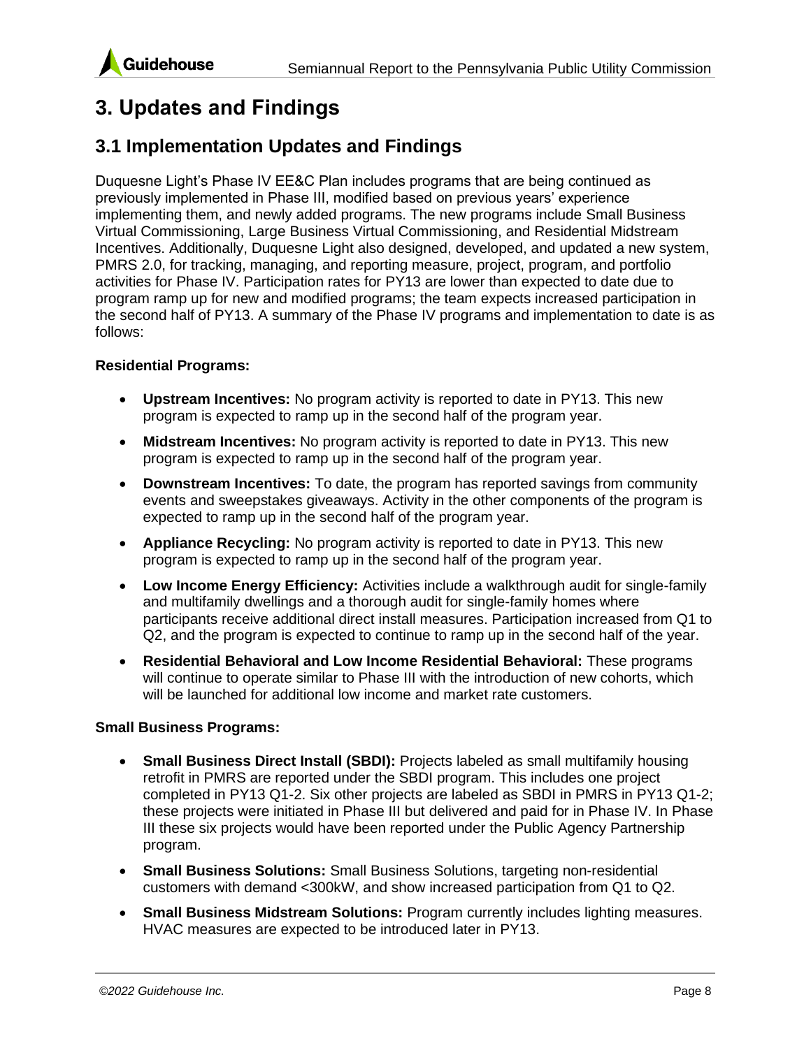# 3. Updates and Findings

## 3.1 Implementation Updates and Findings

Duquesne Light's Phase IV EE&C Plan includes programs that are being continued as previously implemented in Phase III, modified based on previous years' experience implementing them, and newly added programs. The new programs include Small Business Virtual Commissioning, Large Business Virtual Commissioning, and Residential Midstream Incentives. Additionally, Duquesne Light also designed, developed, and updated a new system, PMRS 2.0, for tracking, managing, and reporting measure, project, program, and portfolio activities for Phase IV. Participation rates for PY13 are lower than expected to date due to program ramp up for new and modified programs; the team expects increased participation in the second half of PY13. A summary of the Phase IV programs and implementation to date is as follows:

**Residential Programs:**

- **Upstream Incentives:** No program activity is reported to date in PY13. This new program is expected to ramp up in the second half of the program year.
- **Midstream Incentives:** No program activity is reported to date in PY13. This new program is expected to ramp up in the second half of the program year.
- **Downstream Incentives:** To date, the program has reported savings from community events and sweepstakes giveaways. Activity in the other components of the program is expected to ramp up in the second half of the program year.
- **Appliance Recycling:** No program activity is reported to date in PY13. This new program is expected to ramp up in the second half of the program year.
- **Low Income Energy Efficiency:** Activities include a walkthrough audit for single-family and multifamily dwellings and a thorough audit for single-family homes where participants receive additional direct install measures. Participation increased from Q1 to Q2, and the program is expected to continue to ramp up in the second half of the year.
- **Residential Behavioral and Low Income Residential Behavioral:** These programs will continue to operate similar to Phase III with the introduction of new cohorts, which will be launched for additional low income and market rate customers.

**Small Business Programs:**

- **Small Business Direct Install (SBDI):** Projects labeled as small multifamily housing retrofit in PMRS are reported under the SBDI program. This includes one project completed in PY13 Q1-2. Six other projects are labeled as SBDI in PMRS in PY13 Q1-2; these projects were initiated in Phase III but delivered and paid for in Phase IV. In Phase III these six projects would have been reported under the Public Agency Partnership program.
- **Small Business Solutions:** Small Business Solutions, targeting non-residential customers with demand <300kW, and show increased participation from Q1 to Q2.
- **Small Business Midstream Solutions:** Program currently includes lighting measures. HVAC measures are expected to be introduced later in PY13.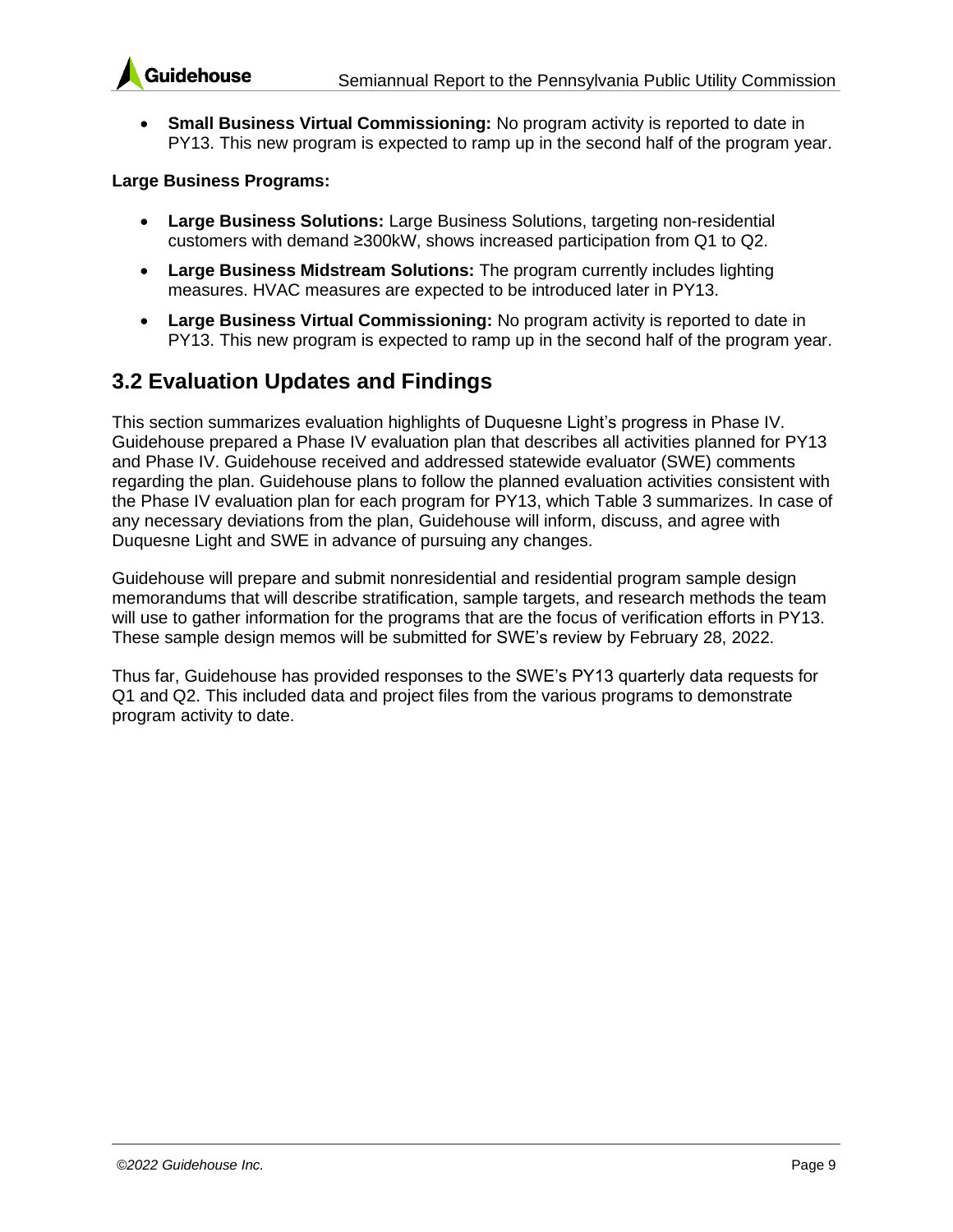- **Small Business Virtual Commissioning:** No program activity is reported to date in PY13. This new program is expected to ramp up in the second half of the program year.

**Large Business Programs:**

- **Large Business Solutions:** Large Business Solutions, targeting non-residential customers with demand ≥300kW, shows increased participation from Q1 to Q2.
- **Large Business Midstream Solutions:** The program currently includes lighting measures. HVAC measures are expected to be introduced later in PY13.
- **Large Business Virtual Commissioning:** No program activity is reported to date in PY13. This new program is expected to ramp up in the second half of the program year.

## 3.2 Evaluation Updates and Findings

This section summarizes evaluation highlights of Duquesne Light's progress in Phase IV. Guidehouse prepared a Phase IV evaluation plan that describes all activities planned for PY13 and Phase IV. Guidehouse received and addressed statewide evaluator (SWE) comments regarding the plan. Guidehouse plans to follow the planned evaluation activities consistent with the Phase IV evaluation plan for each program for PY13, which Table 3 summarizes. In case of any necessary deviations from the plan, Guidehouse will inform, discuss, and agree with Duquesne Light and SWE in advance of pursuing any changes.

Guidehouse will prepare and submit nonresidential and residential program sample design memorandums that will describe stratification, sample targets, and research methods the team will use to gather information for the programs that are the focus of verification efforts in PY13. These sample design memos will be submitted for SWE's review by February 28, 2022.

Thus far, Guidehouse has provided responses to the SWE's PY13 quarterly data requests for Q1 and Q2. This included data and project files from the various programs to demonstrate program activity to date.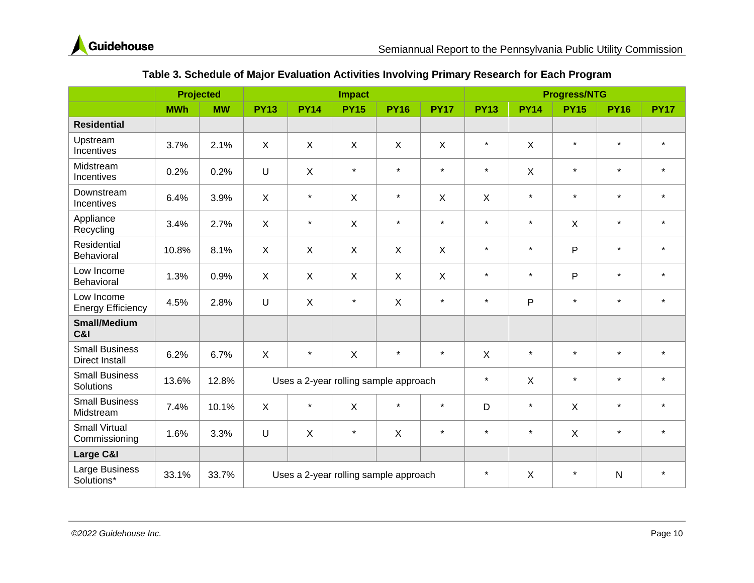**Table 3. Schedule of Major Evaluation Activities Involving Primary Research for Each Program**

| | Projected | | Impact | | | | | Progress/NTG | | | | |
|---|---|---|---|---|---|---|---|---|---|---|---|---|
| | MWh | MW | PY13 | PY14 | PY15 | PY16 | PY17 | PY13 | PY14 | PY15 | PY16 | PY17 |
| **Residential** | | | | | | | | | | | | |
| Upstream Incentives | 3.7% | 2.1% | X | X | X | X | X | * | X | * | * | * |
| Midstream Incentives | 0.2% | 0.2% | U | X | * | * | * | * | X | * | * | * |
| Downstream Incentives | 6.4% | 3.9% | X | * | X | * | X | X | * | * | * | * |
| Appliance Recycling | 3.4% | 2.7% | X | * | X | * | * | * | * | X | * | * |
| Residential Behavioral | 10.8% | 8.1% | X | X | X | X | X | * | * | P | * | * |
| Low Income Behavioral | 1.3% | 0.9% | X | X | X | X | X | * | * | P | * | * |
| Low Income Energy Efficiency | 4.5% | 2.8% | U | X | * | X | * | * | P | * | * | * |
| **Small/Medium C&I** | | | | | | | | | | | | |
| Small Business Direct Install | 6.2% | 6.7% | X | * | X | * | * | X | * | * | * | * |
| Small Business Solutions | 13.6% | 12.8% | Uses a 2-year rolling sample approach | | | | | * | X | * | * | * |
| Small Business Midstream | 7.4% | 10.1% | X | * | X | * | * | D | * | X | * | * |
| Small Virtual Commissioning | 1.6% | 3.3% | U | X | * | X | * | * | * | X | * | * |
| **Large C&I** | | | | | | | | | | | | |
| Large Business Solutions* | 33.1% | 33.7% | Uses a 2-year rolling sample approach | | | | | * | X | * | N | * |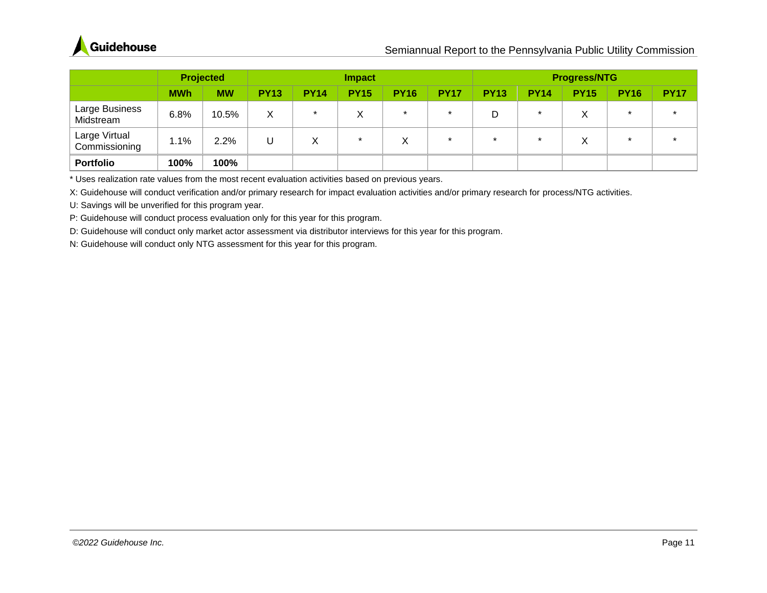| | Projected | | Impact | | | | | Progress/NTG | | | | |
|---|---|---|---|---|---|---|---|---|---|---|---|---|
| | MWh | MW | PY13 | PY14 | PY15 | PY16 | PY17 | PY13 | PY14 | PY15 | PY16 | PY17 |
| Large Business Midstream | 6.8% | 10.5% | X | * | X | * | * | D | * | X | * | * |
| Large Virtual Commissioning | 1.1% | 2.2% | U | X | * | X | * | * | * | X | * | * |
| **Portfolio** | **100%** | **100%** | | | | | | | | | | |

* Uses realization rate values from the most recent evaluation activities based on previous years.

X: Guidehouse will conduct verification and/or primary research for impact evaluation activities and/or primary research for process/NTG activities.

U: Savings will be unverified for this program year.

P: Guidehouse will conduct process evaluation only for this year for this program.

D: Guidehouse will conduct only market actor assessment via distributor interviews for this year for this program.

N: Guidehouse will conduct only NTG assessment for this year for this program.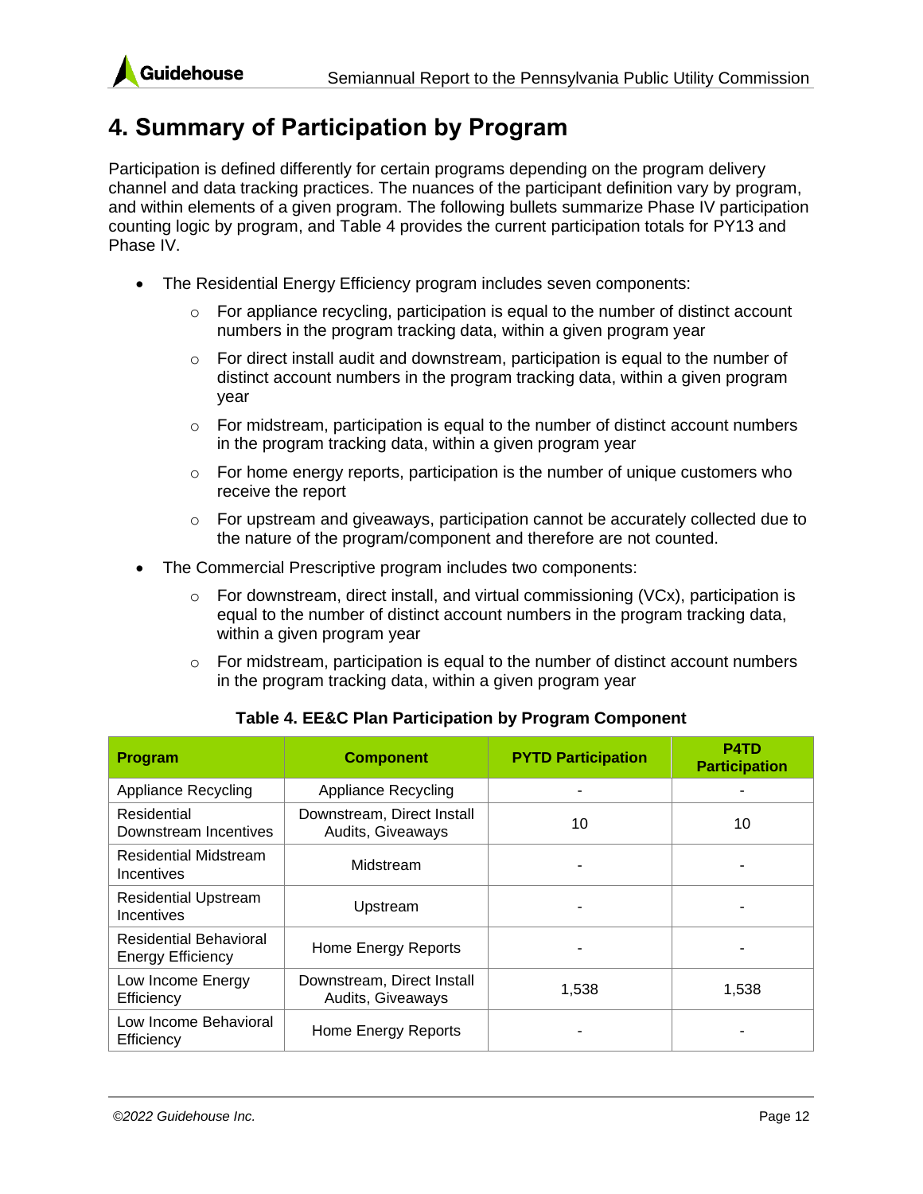# 4. Summary of Participation by Program

Participation is defined differently for certain programs depending on the program delivery channel and data tracking practices. The nuances of the participant definition vary by program, and within elements of a given program. The following bullets summarize Phase IV participation counting logic by program, and Table 4 provides the current participation totals for PY13 and Phase IV.

- The Residential Energy Efficiency program includes seven components:
    - For appliance recycling, participation is equal to the number of distinct account numbers in the program tracking data, within a given program year
    - For direct install audit and downstream, participation is equal to the number of distinct account numbers in the program tracking data, within a given program year
    - For midstream, participation is equal to the number of distinct account numbers in the program tracking data, within a given program year
    - For home energy reports, participation is the number of unique customers who receive the report
    - For upstream and giveaways, participation cannot be accurately collected due to the nature of the program/component and therefore are not counted.
- The Commercial Prescriptive program includes two components:
    - For downstream, direct install, and virtual commissioning (VCx), participation is equal to the number of distinct account numbers in the program tracking data, within a given program year
    - For midstream, participation is equal to the number of distinct account numbers in the program tracking data, within a given program year

**Table 4. EE&C Plan Participation by Program Component**

| Program | Component | PYTD Participation | P4TD Participation |
|---|---|---|---|
| Appliance Recycling | Appliance Recycling | - | - |
| Residential Downstream Incentives | Downstream, Direct Install Audits, Giveaways | 10 | 10 |
| Residential Midstream Incentives | Midstream | - | - |
| Residential Upstream Incentives | Upstream | - | - |
| Residential Behavioral Energy Efficiency | Home Energy Reports | - | - |
| Low Income Energy Efficiency | Downstream, Direct Install Audits, Giveaways | 1,538 | 1,538 |
| Low Income Behavioral Efficiency | Home Energy Reports | - | - |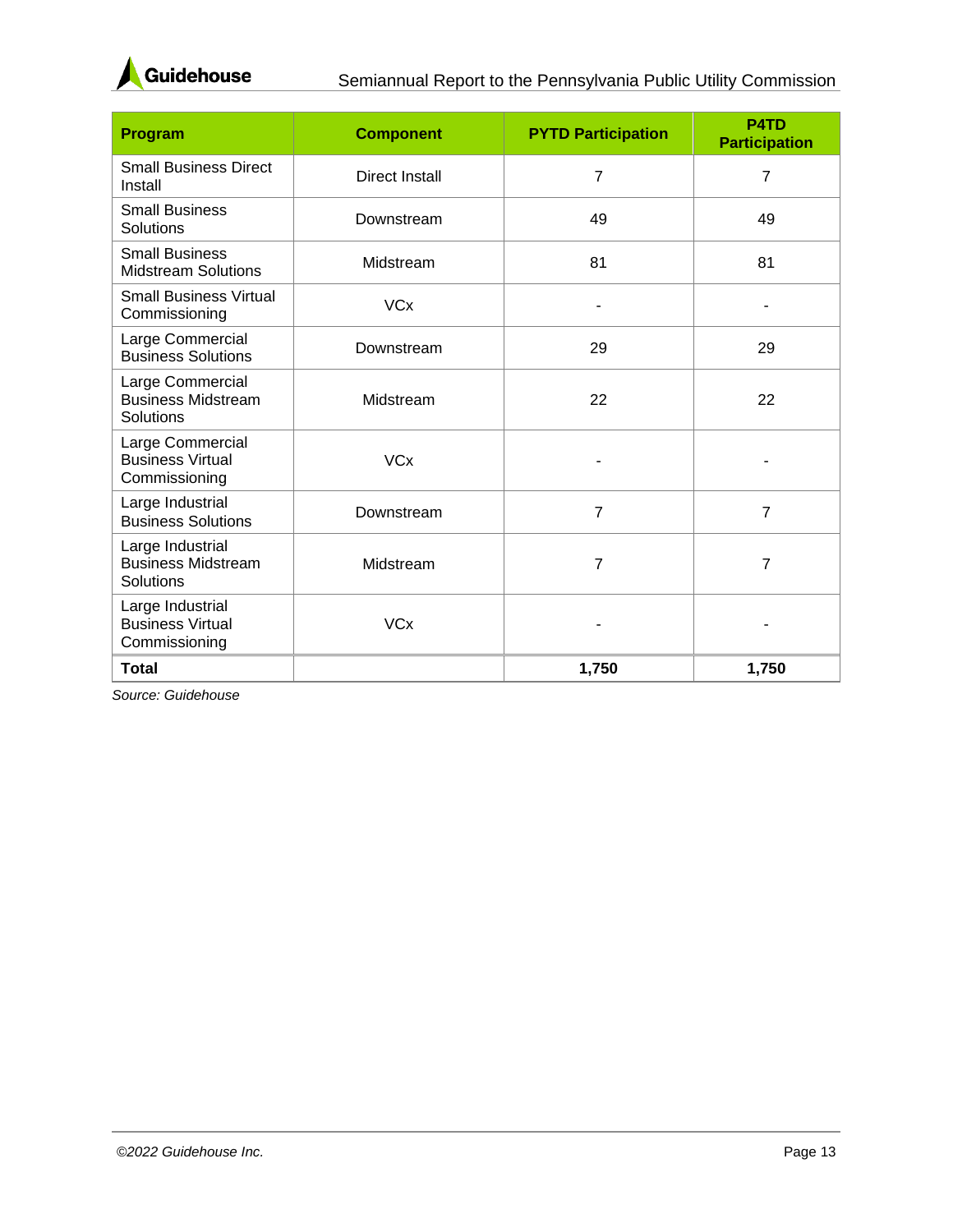| Program | Component | PYTD Participation | P4TD Participation |
|---|---|---|---|
| Small Business Direct Install | Direct Install | 7 | 7 |
| Small Business Solutions | Downstream | 49 | 49 |
| Small Business Midstream Solutions | Midstream | 81 | 81 |
| Small Business Virtual Commissioning | VCx | - | - |
| Large Commercial Business Solutions | Downstream | 29 | 29 |
| Large Commercial Business Midstream Solutions | Midstream | 22 | 22 |
| Large Commercial Business Virtual Commissioning | VCx | - | - |
| Large Industrial Business Solutions | Downstream | 7 | 7 |
| Large Industrial Business Midstream Solutions | Midstream | 7 | 7 |
| Large Industrial Business Virtual Commissioning | VCx | - | - |
| **Total** | | **1,750** | **1,750** |

*Source: Guidehouse*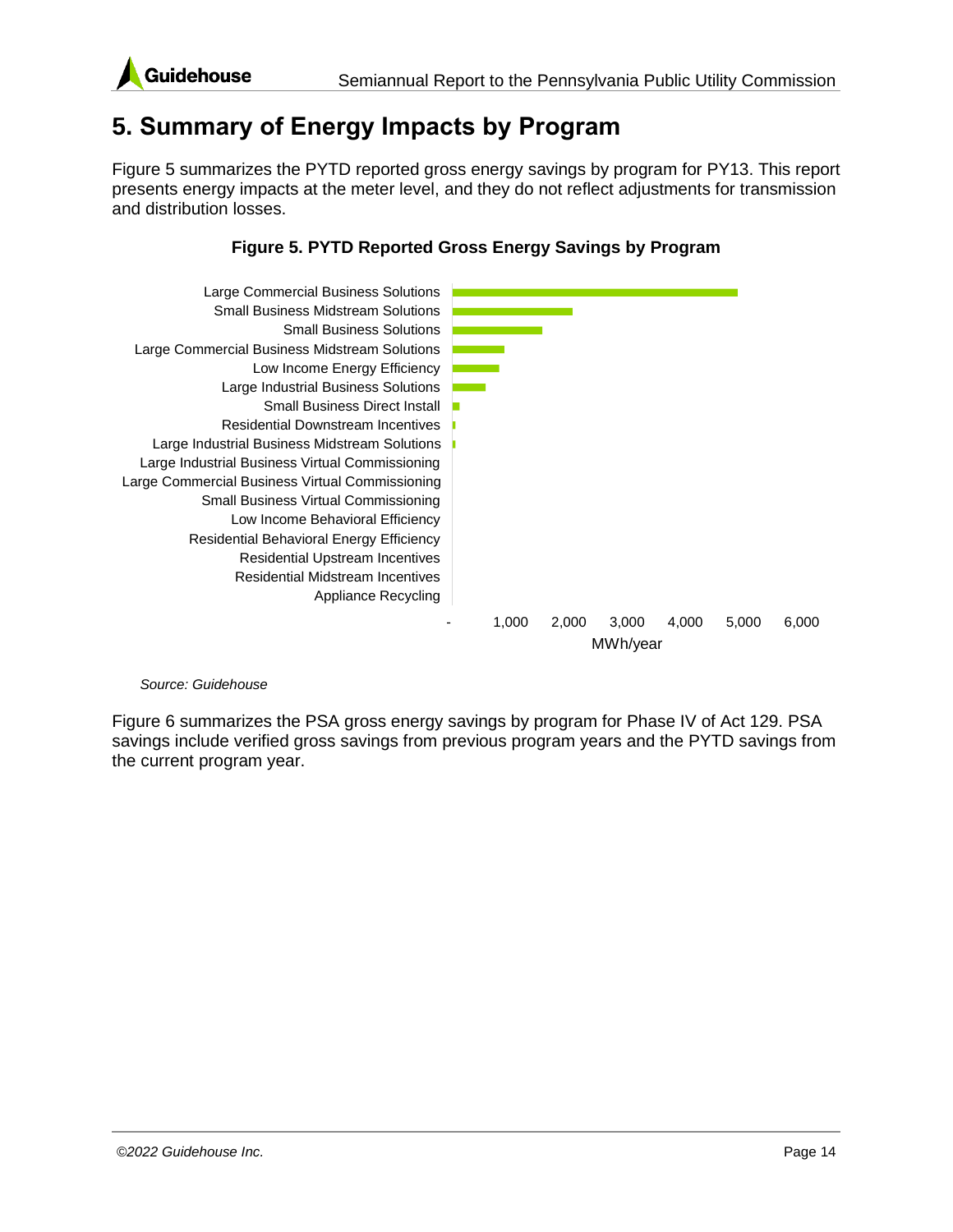# 5. Summary of Energy Impacts by Program

Figure 5 summarizes the PYTD reported gross energy savings by program for PY13. This report presents energy impacts at the meter level, and they do not reflect adjustments for transmission and distribution losses.

**Figure 5. PYTD Reported Gross Energy Savings by Program**

Large Commercial Business Solutions
Small Business Midstream Solutions
Small Business Solutions
Large Commercial Business Midstream Solutions
Low Income Energy Efficiency
Large Industrial Business Solutions
Small Business Direct Install
Residential Downstream Incentives
Large Industrial Business Midstream Solutions
Large Industrial Business Virtual Commissioning
Large Commercial Business Virtual Commissioning
Small Business Virtual Commissioning
Low Income Behavioral Efficiency
Residential Behavioral Energy Efficiency
Residential Upstream Incentives
Residential Midstream Incentives
Appliance Recycling

- 1,000 2,000 3,000 4,000 5,000 6,000

MWh/year

*Source: Guidehouse*

Figure 6 summarizes the PSA gross energy savings by program for Phase IV of Act 129. PSA savings include verified gross savings from previous program years and the PYTD savings from the current program year.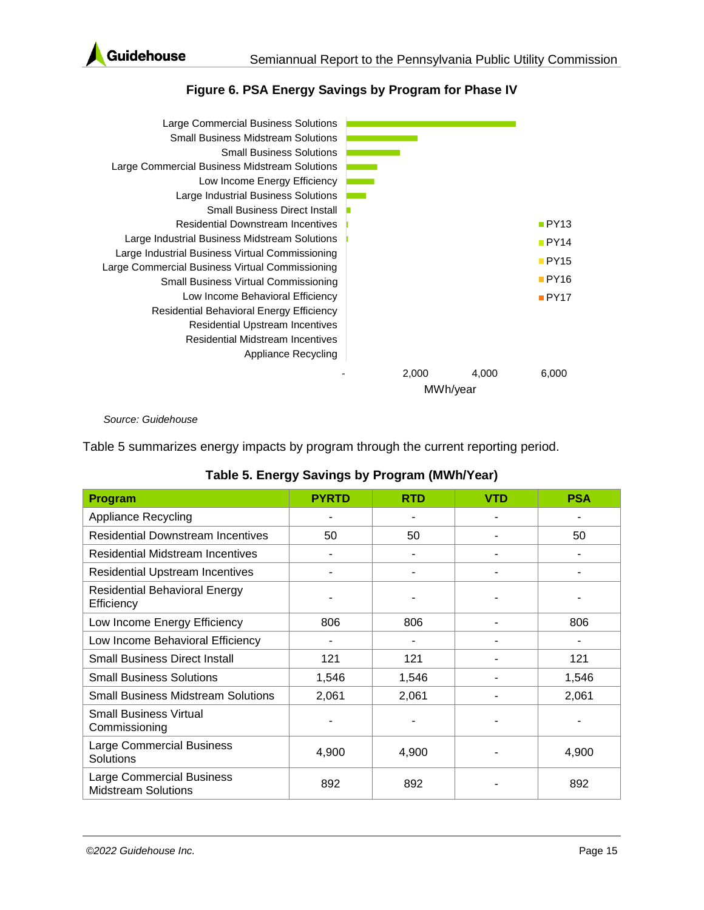**Figure 6. PSA Energy Savings by Program for Phase IV**

Source: Guidehouse

Table 5 summarizes energy impacts by program through the current reporting period.

**Table 5. Energy Savings by Program (MWh/Year)**

| Program | PYRTD | RTD | VTD | PSA |
|---|---|---|---|---|
| Appliance Recycling | - | - | - | - |
| Residential Downstream Incentives | 50 | 50 | - | 50 |
| Residential Midstream Incentives | - | - | - | - |
| Residential Upstream Incentives | - | - | - | - |
| Residential Behavioral Energy Efficiency | - | - | - | - |
| Low Income Energy Efficiency | 806 | 806 | - | 806 |
| Low Income Behavioral Efficiency | - | - | - | - |
| Small Business Direct Install | 121 | 121 | - | 121 |
| Small Business Solutions | 1,546 | 1,546 | - | 1,546 |
| Small Business Midstream Solutions | 2,061 | 2,061 | - | 2,061 |
| Small Business Virtual Commissioning | - | - | - | - |
| Large Commercial Business Solutions | 4,900 | 4,900 | - | 4,900 |
| Large Commercial Business Midstream Solutions | 892 | 892 | - | 892 |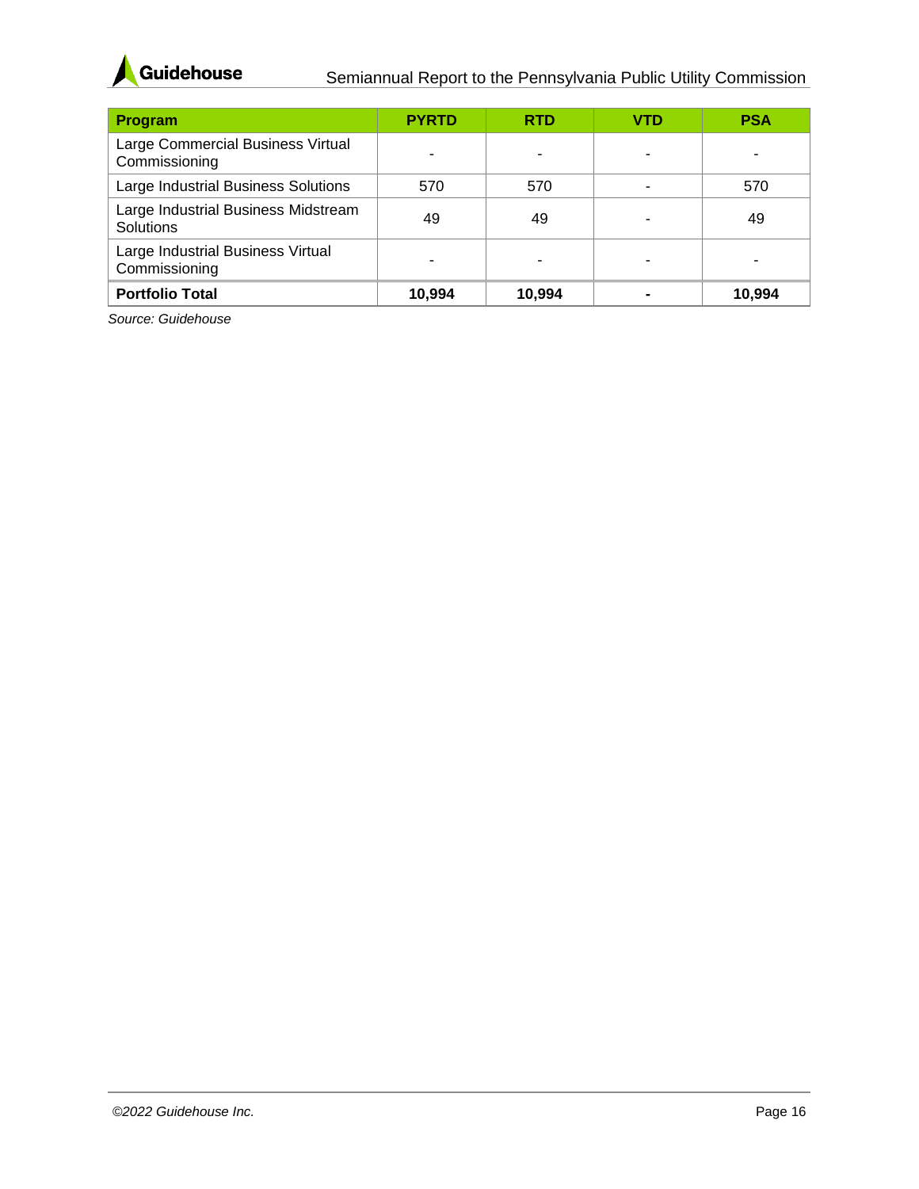| Program | PYRTD | RTD | VTD | PSA |
|---|---|---|---|---|
| Large Commercial Business Virtual Commissioning | - | - | - | - |
| Large Industrial Business Solutions | 570 | 570 | - | 570 |
| Large Industrial Business Midstream Solutions | 49 | 49 | - | 49 |
| Large Industrial Business Virtual Commissioning | - | - | - | - |
| **Portfolio Total** | **10,994** | **10,994** | **-** | **10,994** |

*Source: Guidehouse*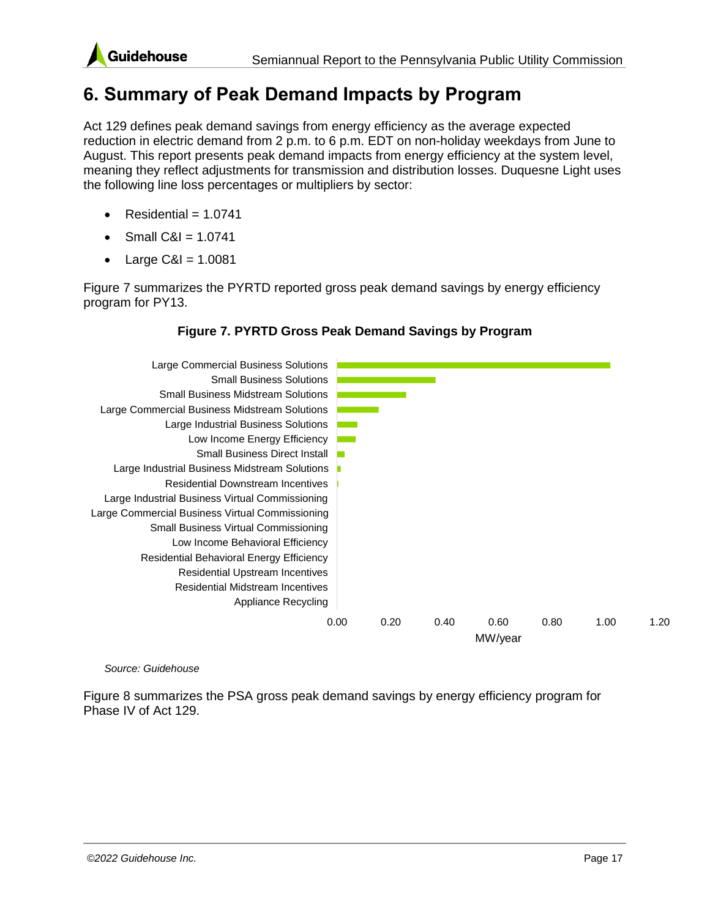# 6. Summary of Peak Demand Impacts by Program

Act 129 defines peak demand savings from energy efficiency as the average expected reduction in electric demand from 2 p.m. to 6 p.m. EDT on non-holiday weekdays from June to August. This report presents peak demand impacts from energy efficiency at the system level, meaning they reflect adjustments for transmission and distribution losses. Duquesne Light uses the following line loss percentages or multipliers by sector:

- Residential = 1.0741
- Small C&I = 1.0741
- Large C&I = 1.0081

Figure 7 summarizes the PYRTD reported gross peak demand savings by energy efficiency program for PY13.

**Figure 7. PYRTD Gross Peak Demand Savings by Program**

Large Commercial Business Solutions
Small Business Solutions
Small Business Midstream Solutions
Large Commercial Business Midstream Solutions
Large Industrial Business Solutions
Low Income Energy Efficiency
Small Business Direct Install
Large Industrial Business Midstream Solutions
Residential Downstream Incentives
Large Industrial Business Virtual Commissioning
Large Commercial Business Virtual Commissioning
Small Business Virtual Commissioning
Low Income Behavioral Efficiency
Residential Behavioral Energy Efficiency
Residential Upstream Incentives
Residential Midstream Incentives
Appliance Recycling

0.00 0.20 0.40 0.60 0.80 1.00 1.20

MW/year

*Source: Guidehouse*

Figure 8 summarizes the PSA gross peak demand savings by energy efficiency program for Phase IV of Act 129.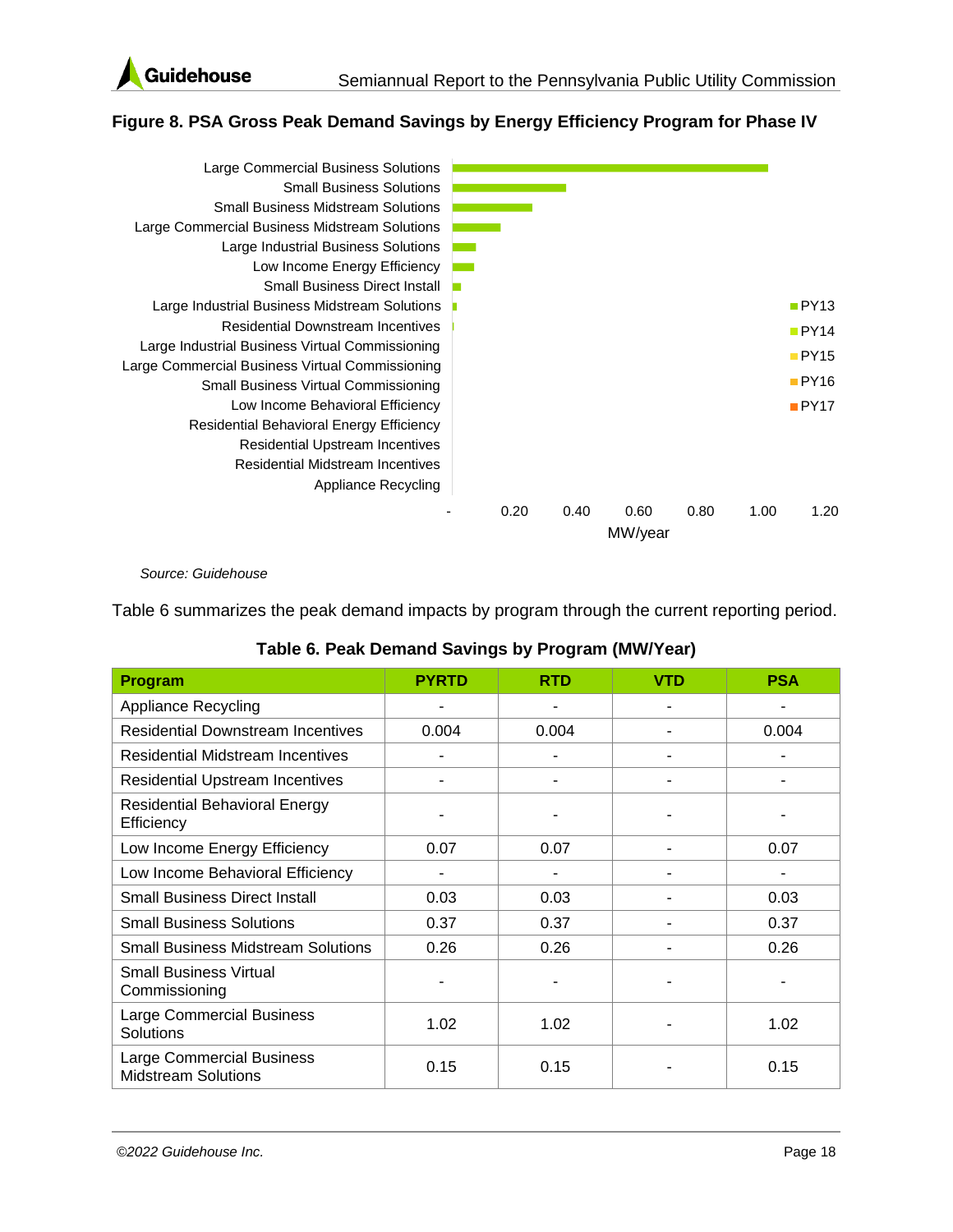**Figure 8. PSA Gross Peak Demand Savings by Energy Efficiency Program for Phase IV**

Source: Guidehouse

Table 6 summarizes the peak demand impacts by program through the current reporting period.

**Table 6. Peak Demand Savings by Program (MW/Year)**

| Program | PYRTD | RTD | VTD | PSA |
|---|---|---|---|---|
| Appliance Recycling | - | - | - | - |
| Residential Downstream Incentives | 0.004 | 0.004 | - | 0.004 |
| Residential Midstream Incentives | - | - | - | - |
| Residential Upstream Incentives | - | - | - | - |
| Residential Behavioral Energy Efficiency | - | - | - | - |
| Low Income Energy Efficiency | 0.07 | 0.07 | - | 0.07 |
| Low Income Behavioral Efficiency | - | - | - | - |
| Small Business Direct Install | 0.03 | 0.03 | - | 0.03 |
| Small Business Solutions | 0.37 | 0.37 | - | 0.37 |
| Small Business Midstream Solutions | 0.26 | 0.26 | - | 0.26 |
| Small Business Virtual Commissioning | - | - | - | - |
| Large Commercial Business Solutions | 1.02 | 1.02 | - | 1.02 |
| Large Commercial Business Midstream Solutions | 0.15 | 0.15 | - | 0.15 |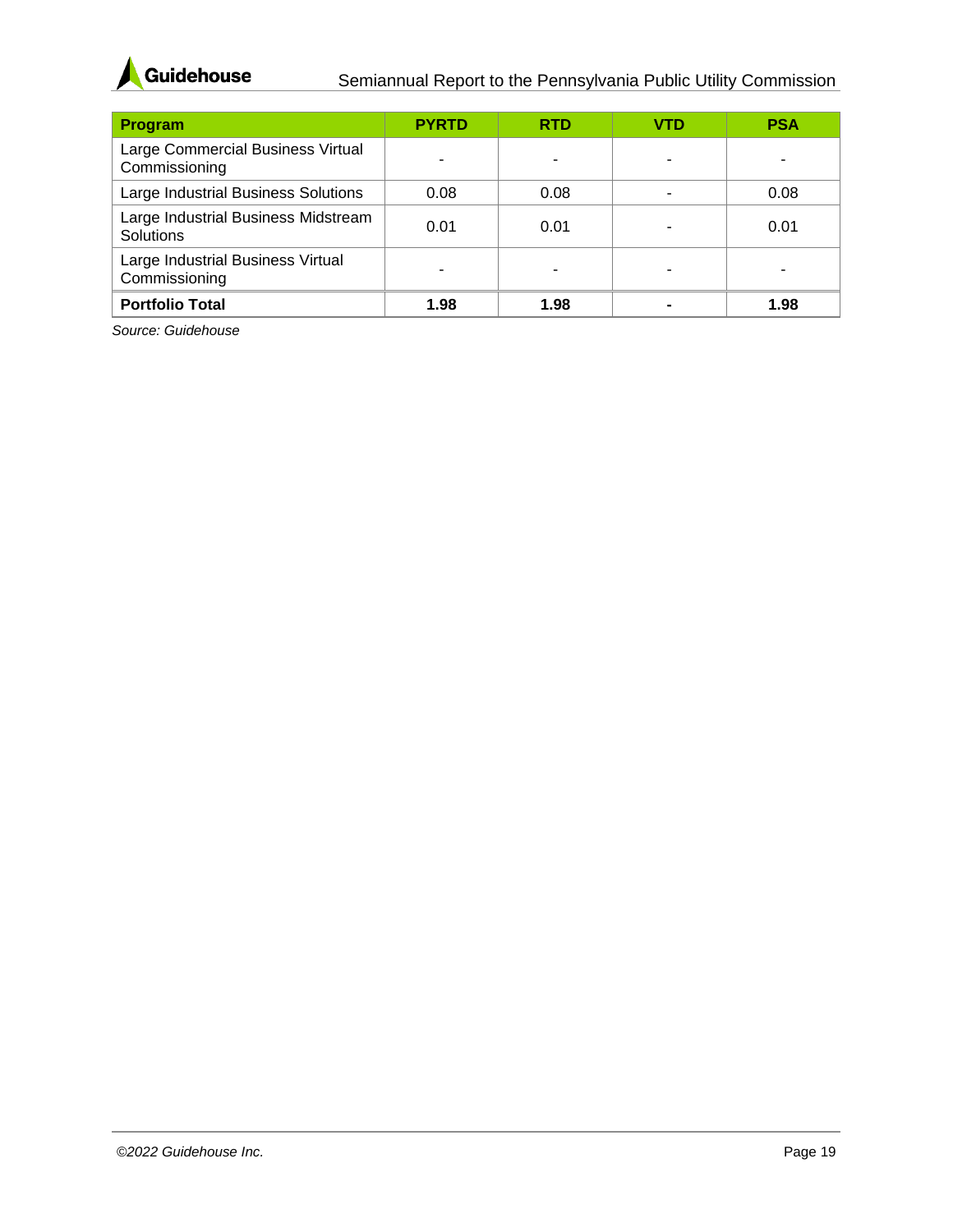| Program | PYRTD | RTD | VTD | PSA |
|---|---|---|---|---|
| Large Commercial Business Virtual Commissioning | - | - | - | - |
| Large Industrial Business Solutions | 0.08 | 0.08 | - | 0.08 |
| Large Industrial Business Midstream Solutions | 0.01 | 0.01 | - | 0.01 |
| Large Industrial Business Virtual Commissioning | - | - | - | - |
| **Portfolio Total** | **1.98** | **1.98** | **-** | **1.98** |

*Source: Guidehouse*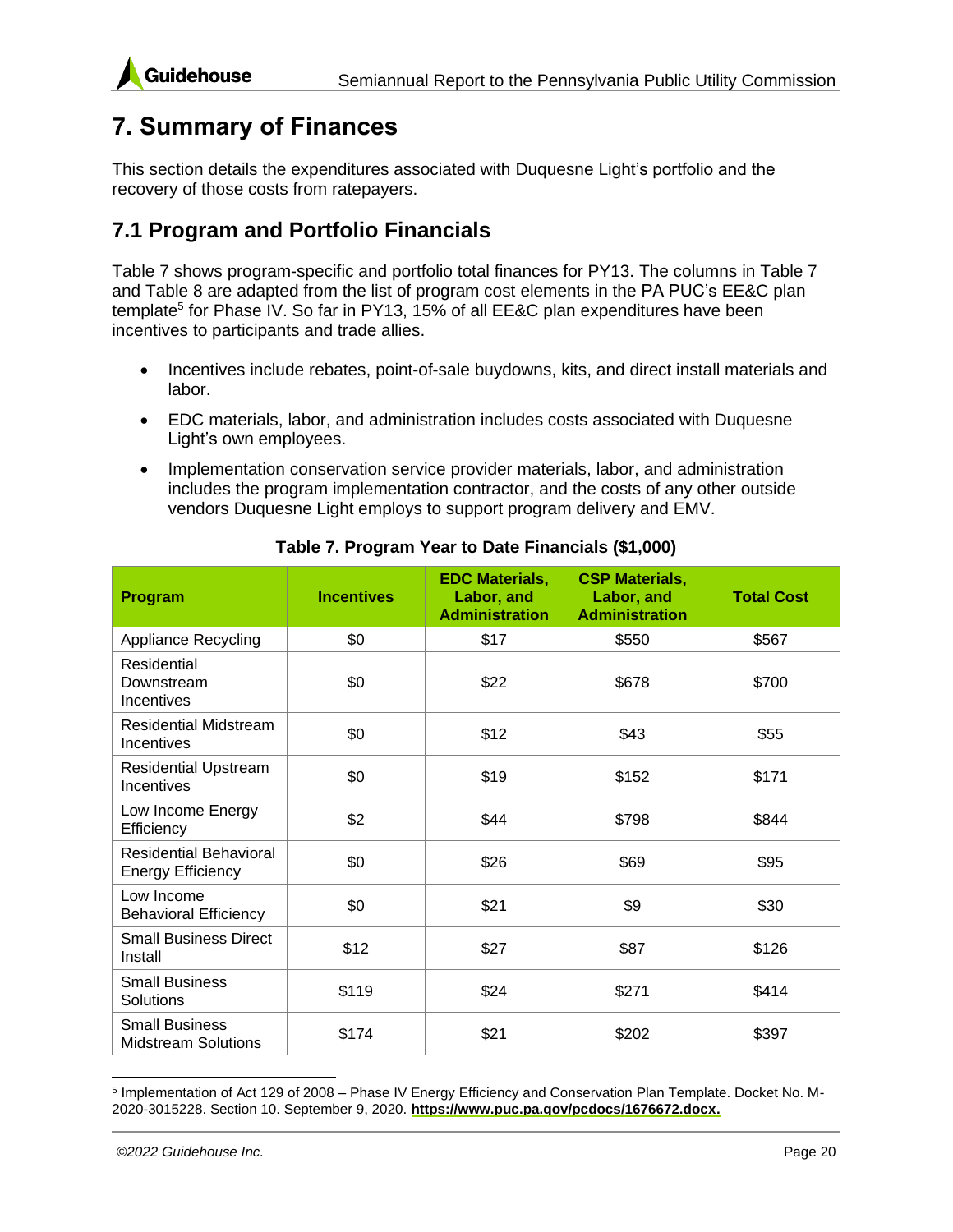# 7. Summary of Finances

This section details the expenditures associated with Duquesne Light's portfolio and the recovery of those costs from ratepayers.

## 7.1 Program and Portfolio Financials

Table 7 shows program-specific and portfolio total finances for PY13. The columns in Table 7 and Table 8 are adapted from the list of program cost elements in the PA PUC's EE&C plan template[5] for Phase IV. So far in PY13, 15% of all EE&C plan expenditures have been incentives to participants and trade allies.

- Incentives include rebates, point-of-sale buydowns, kits, and direct install materials and labor.
- EDC materials, labor, and administration includes costs associated with Duquesne Light's own employees.
- Implementation conservation service provider materials, labor, and administration includes the program implementation contractor, and the costs of any other outside vendors Duquesne Light employs to support program delivery and EMV.

**Table 7. Program Year to Date Financials ($1,000)**

| Program | Incentives | EDC Materials, Labor, and Administration | CSP Materials, Labor, and Administration | Total Cost |
|---|---|---|---|---|
| Appliance Recycling | $0 | $17 | $550 | $567 |
| Residential Downstream Incentives | $0 | $22 | $678 | $700 |
| Residential Midstream Incentives | $0 | $12 | $43 | $55 |
| Residential Upstream Incentives | $0 | $19 | $152 | $171 |
| Low Income Energy Efficiency | $2 | $44 | $798 | $844 |
| Residential Behavioral Energy Efficiency | $0 | $26 | $69 | $95 |
| Low Income Behavioral Efficiency | $0 | $21 | $9 | $30 |
| Small Business Direct Install | $12 | $27 | $87 | $126 |
| Small Business Solutions | $119 | $24 | $271 | $414 |
| Small Business Midstream Solutions | $174 | $21 | $202 | $397 |

[5] Implementation of Act 129 of 2008 – Phase IV Energy Efficiency and Conservation Plan Template. Docket No. M-2020-3015228. Section 10. September 9, 2020. **https://www.puc.pa.gov/pcdocs/1676672.docx.**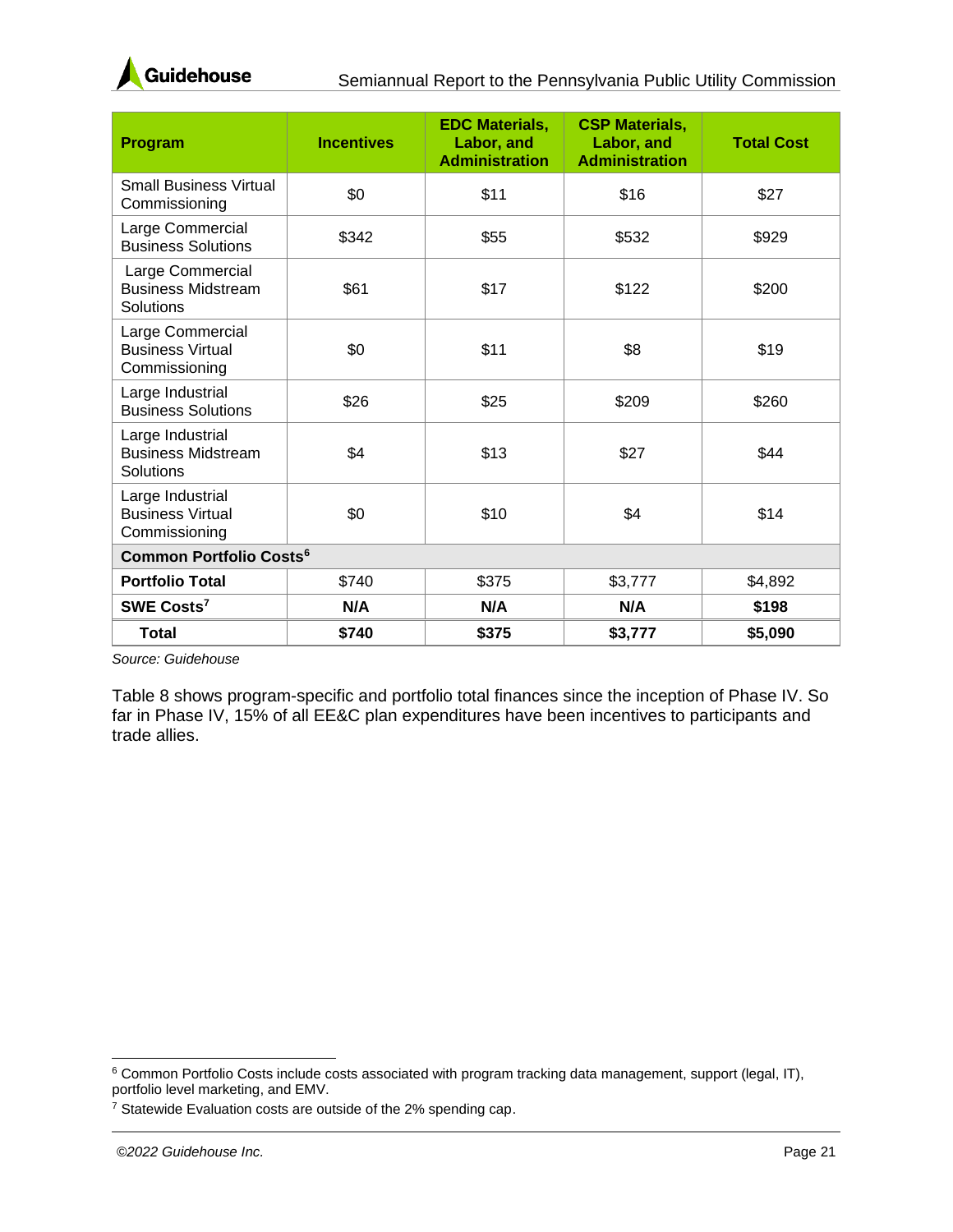| Program | Incentives | EDC Materials, Labor, and Administration | CSP Materials, Labor, and Administration | Total Cost |
|---|---|---|---|---|
| Small Business Virtual Commissioning | $0 | $11 | $16 | $27 |
| Large Commercial Business Solutions | $342 | $55 | $532 | $929 |
| Large Commercial Business Midstream Solutions | $61 | $17 | $122 | $200 |
| Large Commercial Business Virtual Commissioning | $0 | $11 | $8 | $19 |
| Large Industrial Business Solutions | $26 | $25 | $209 | $260 |
| Large Industrial Business Midstream Solutions | $4 | $13 | $27 | $44 |
| Large Industrial Business Virtual Commissioning | $0 | $10 | $4 | $14 |
| **Common Portfolio Costs**[6] | | | | |
| **Portfolio Total** | $740 | $375 | $3,777 | $4,892 |
| **SWE Costs**[7] | **N/A** | **N/A** | **N/A** | **$198** |
| **Total** | **$740** | **$375** | **$3,777** | **$5,090** |

*Source: Guidehouse*

Table 8 shows program-specific and portfolio total finances since the inception of Phase IV. So far in Phase IV, 15% of all EE&C plan expenditures have been incentives to participants and trade allies.

[6] Common Portfolio Costs include costs associated with program tracking data management, support (legal, IT), portfolio level marketing, and EMV.

[7] Statewide Evaluation costs are outside of the 2% spending cap.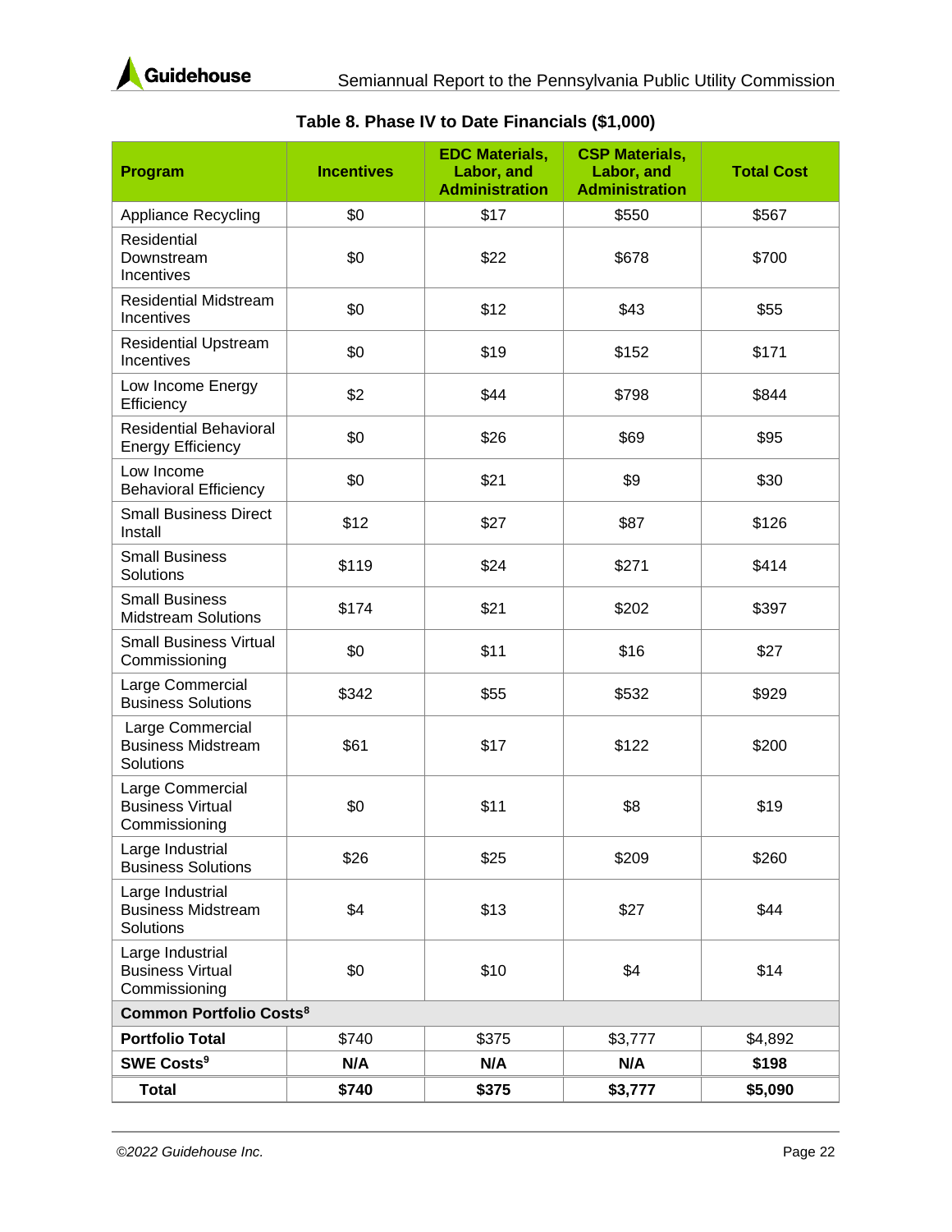**Table 8. Phase IV to Date Financials ($1,000)**

| Program | Incentives | EDC Materials, Labor, and Administration | CSP Materials, Labor, and Administration | Total Cost |
|---|---|---|---|---|
| Appliance Recycling | $0 | $17 | $550 | $567 |
| Residential Downstream Incentives | $0 | $22 | $678 | $700 |
| Residential Midstream Incentives | $0 | $12 | $43 | $55 |
| Residential Upstream Incentives | $0 | $19 | $152 | $171 |
| Low Income Energy Efficiency | $2 | $44 | $798 | $844 |
| Residential Behavioral Energy Efficiency | $0 | $26 | $69 | $95 |
| Low Income Behavioral Efficiency | $0 | $21 | $9 | $30 |
| Small Business Direct Install | $12 | $27 | $87 | $126 |
| Small Business Solutions | $119 | $24 | $271 | $414 |
| Small Business Midstream Solutions | $174 | $21 | $202 | $397 |
| Small Business Virtual Commissioning | $0 | $11 | $16 | $27 |
| Large Commercial Business Solutions | $342 | $55 | $532 | $929 |
| Large Commercial Business Midstream Solutions | $61 | $17 | $122 | $200 |
| Large Commercial Business Virtual Commissioning | $0 | $11 | $8 | $19 |
| Large Industrial Business Solutions | $26 | $25 | $209 | $260 |
| Large Industrial Business Midstream Solutions | $4 | $13 | $27 | $44 |
| Large Industrial Business Virtual Commissioning | $0 | $10 | $4 | $14 |
| **Common Portfolio Costs[8]** | | | | |
| **Portfolio Total** | $740 | $375 | $3,777 | $4,892 |
| **SWE Costs[9]** | **N/A** | **N/A** | **N/A** | **$198** |
| **Total** | **$740** | **$375** | **$3,777** | **$5,090** |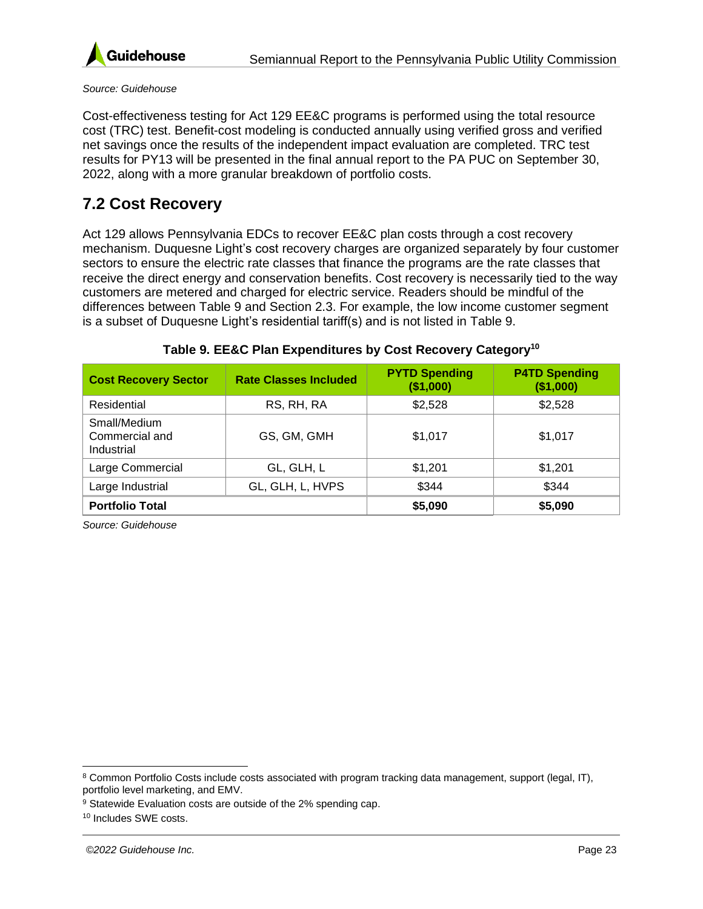*Source: Guidehouse*

Cost-effectiveness testing for Act 129 EE&C programs is performed using the total resource cost (TRC) test. Benefit-cost modeling is conducted annually using verified gross and verified net savings once the results of the independent impact evaluation are completed. TRC test results for PY13 will be presented in the final annual report to the PA PUC on September 30, 2022, along with a more granular breakdown of portfolio costs.

## 7.2 Cost Recovery

Act 129 allows Pennsylvania EDCs to recover EE&C plan costs through a cost recovery mechanism. Duquesne Light's cost recovery charges are organized separately by four customer sectors to ensure the electric rate classes that finance the programs are the rate classes that receive the direct energy and conservation benefits. Cost recovery is necessarily tied to the way customers are metered and charged for electric service. Readers should be mindful of the differences between Table 9 and Section 2.3. For example, the low income customer segment is a subset of Duquesne Light's residential tariff(s) and is not listed in Table 9.

**Table 9. EE&C Plan Expenditures by Cost Recovery Category[10]**

| Cost Recovery Sector | Rate Classes Included | PYTD Spending ($1,000) | P4TD Spending ($1,000) |
|---|---|---|---|
| Residential | RS, RH, RA | $2,528 | $2,528 |
| Small/Medium Commercial and Industrial | GS, GM, GMH | $1,017 | $1,017 |
| Large Commercial | GL, GLH, L | $1,201 | $1,201 |
| Large Industrial | GL, GLH, L, HVPS | $344 | $344 |
| **Portfolio Total** | | **$5,090** | **$5,090** |

*Source: Guidehouse*

[8] Common Portfolio Costs include costs associated with program tracking data management, support (legal, IT), portfolio level marketing, and EMV.

[9] Statewide Evaluation costs are outside of the 2% spending cap.

[10] Includes SWE costs.